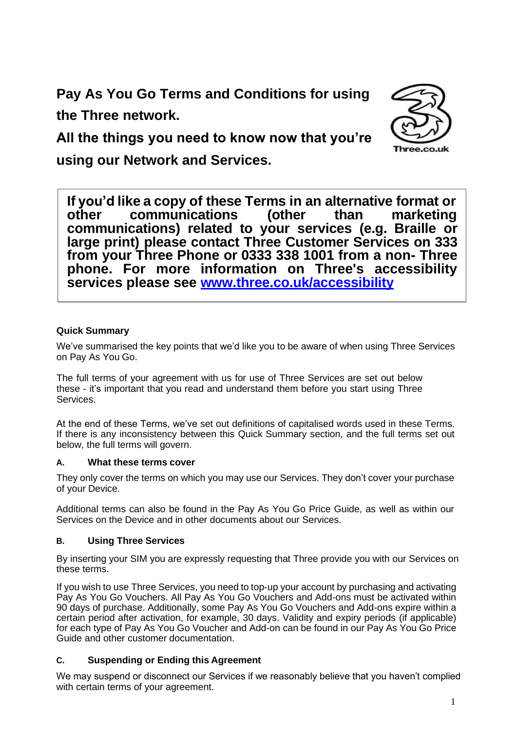# Pay As You Go Terms and Conditions for using the Three network.

# All the things you need to know now that you're using our Network and Services.

**If you'd like a copy of these Terms in an alternative format or other communications (other than marketing communications) related to your services (e.g. Braille or large print) please contact Three Customer Services on 333 from your Three Phone or 0333 338 1001 from a non- Three phone. For more information on Three's accessibility services please see [www.three.co.uk/accessibility](www.three.co.uk/accessibility)**

## Quick Summary

We've summarised the key points that we'd like you to be aware of when using Three Services on Pay As You Go.

The full terms of your agreement with us for use of Three Services are set out below these - it's important that you read and understand them before you start using Three Services.

At the end of these Terms, we've set out definitions of capitalised words used in these Terms. If there is any inconsistency between this Quick Summary section, and the full terms set out below, the full terms will govern.

### A. What these terms cover

They only cover the terms on which you may use our Services. They don't cover your purchase of your Device.

Additional terms can also be found in the Pay As You Go Price Guide, as well as within our Services on the Device and in other documents about our Services.

### B. Using Three Services

By inserting your SIM you are expressly requesting that Three provide you with our Services on these terms.

If you wish to use Three Services, you need to top-up your account by purchasing and activating Pay As You Go Vouchers. All Pay As You Go Vouchers and Add-ons must be activated within 90 days of purchase. Additionally, some Pay As You Go Vouchers and Add-ons expire within a certain period after activation, for example, 30 days. Validity and expiry periods (if applicable) for each type of Pay As You Go Voucher and Add-on can be found in our Pay As You Go Price Guide and other customer documentation.

### C. Suspending or Ending this Agreement

We may suspend or disconnect our Services if we reasonably believe that you haven't complied with certain terms of your agreement.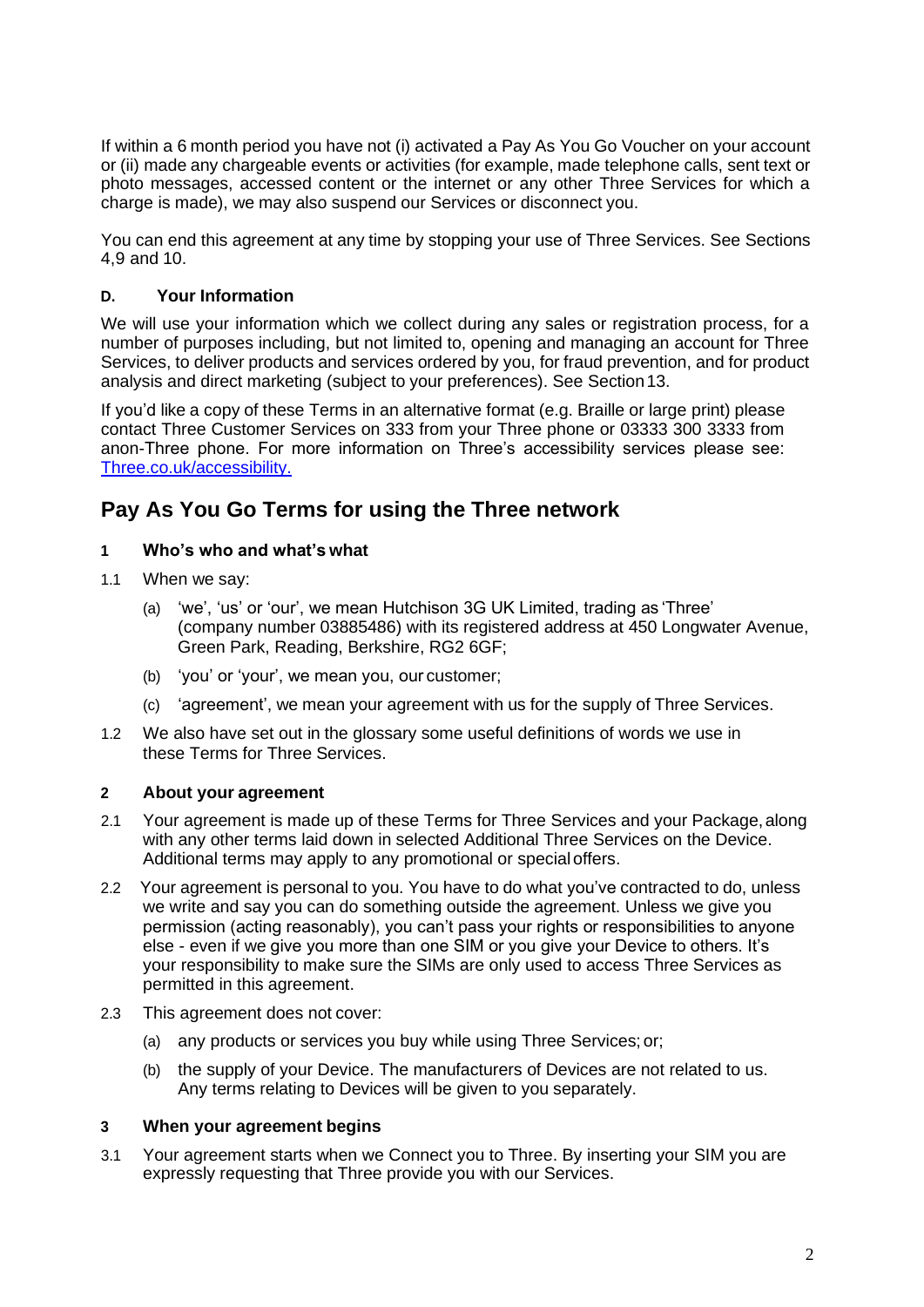If within a 6 month period you have not (i) activated a Pay As You Go Voucher on your account or (ii) made any chargeable events or activities (for example, made telephone calls, sent text or photo messages, accessed content or the internet or any other Three Services for which a charge is made), we may also suspend our Services or disconnect you.

You can end this agreement at any time by stopping your use of Three Services. See Sections 4,9 and 10.

### D. Your Information

We will use your information which we collect during any sales or registration process, for a number of purposes including, but not limited to, opening and managing an account for Three Services, to deliver products and services ordered by you, for fraud prevention, and for product analysis and direct marketing (subject to your preferences). See Section 13.

If you'd like a copy of these Terms in an alternative format (e.g. Braille or large print) please contact Three Customer Services on 333 from your Three phone or 03333 300 3333 from anon-Three phone. For more information on Three's accessibility services please see: [Three.co.uk/accessibility.](Three.co.uk/accessibility)

## Pay As You Go Terms for using the Three network

### 1 Who's who and what's what

1.1 When we say:

(a) 'we', 'us' or 'our', we mean Hutchison 3G UK Limited, trading as 'Three' (company number 03885486) with its registered address at 450 Longwater Avenue, Green Park, Reading, Berkshire, RG2 6GF;

(b) 'you' or 'your', we mean you, our customer;

(c) 'agreement', we mean your agreement with us for the supply of Three Services.

1.2 We also have set out in the glossary some useful definitions of words we use in these Terms for Three Services.

### 2 About your agreement

2.1 Your agreement is made up of these Terms for Three Services and your Package, along with any other terms laid down in selected Additional Three Services on the Device. Additional terms may apply to any promotional or special offers.

2.2 Your agreement is personal to you. You have to do what you've contracted to do, unless we write and say you can do something outside the agreement. Unless we give you permission (acting reasonably), you can't pass your rights or responsibilities to anyone else - even if we give you more than one SIM or you give your Device to others. It's your responsibility to make sure the SIMs are only used to access Three Services as permitted in this agreement.

2.3 This agreement does not cover:

(a) any products or services you buy while using Three Services; or;

(b) the supply of your Device. The manufacturers of Devices are not related to us. Any terms relating to Devices will be given to you separately.

### 3 When your agreement begins

3.1 Your agreement starts when we Connect you to Three. By inserting your SIM you are expressly requesting that Three provide you with our Services.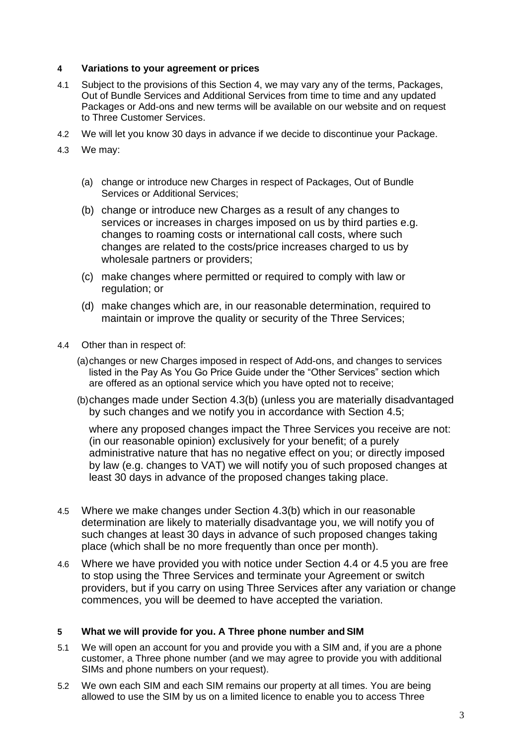## 4 Variations to your agreement or prices

4.1 Subject to the provisions of this Section 4, we may vary any of the terms, Packages, Out of Bundle Services and Additional Services from time to time and any updated Packages or Add-ons and new terms will be available on our website and on request to Three Customer Services.

4.2 We will let you know 30 days in advance if we decide to discontinue your Package.

4.3 We may:

(a) change or introduce new Charges in respect of Packages, Out of Bundle Services or Additional Services;

(b) change or introduce new Charges as a result of any changes to services or increases in charges imposed on us by third parties e.g. changes to roaming costs or international call costs, where such changes are related to the costs/price increases charged to us by wholesale partners or providers;

(c) make changes where permitted or required to comply with law or regulation; or

(d) make changes which are, in our reasonable determination, required to maintain or improve the quality or security of the Three Services;

4.4 Other than in respect of:

(a) changes or new Charges imposed in respect of Add-ons, and changes to services listed in the Pay As You Go Price Guide under the "Other Services" section which are offered as an optional service which you have opted not to receive;

(b) changes made under Section 4.3(b) (unless you are materially disadvantaged by such changes and we notify you in accordance with Section 4.5;

where any proposed changes impact the Three Services you receive are not: (in our reasonable opinion) exclusively for your benefit; of a purely administrative nature that has no negative effect on you; or directly imposed by law (e.g. changes to VAT) we will notify you of such proposed changes at least 30 days in advance of the proposed changes taking place.

4.5 Where we make changes under Section 4.3(b) which in our reasonable determination are likely to materially disadvantage you, we will notify you of such changes at least 30 days in advance of such proposed changes taking place (which shall be no more frequently than once per month).

4.6 Where we have provided you with notice under Section 4.4 or 4.5 you are free to stop using the Three Services and terminate your Agreement or switch providers, but if you carry on using Three Services after any variation or change commences, you will be deemed to have accepted the variation.

## 5 What we will provide for you. A Three phone number and SIM

5.1 We will open an account for you and provide you with a SIM and, if you are a phone customer, a Three phone number (and we may agree to provide you with additional SIMs and phone numbers on your request).

5.2 We own each SIM and each SIM remains our property at all times. You are being allowed to use the SIM by us on a limited licence to enable you to access Three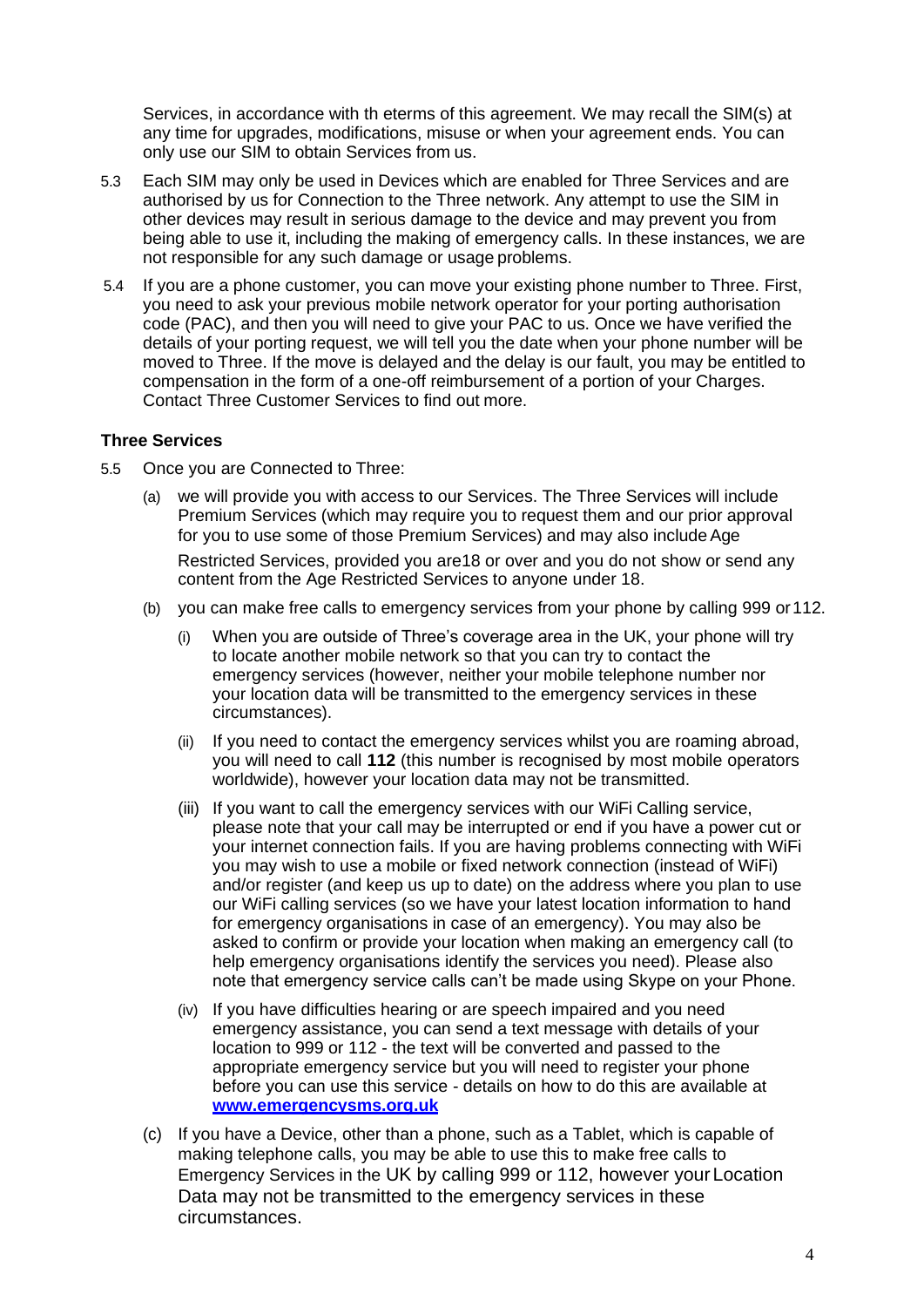Services, in accordance with th eterms of this agreement. We may recall the SIM(s) at any time for upgrades, modifications, misuse or when your agreement ends. You can only use our SIM to obtain Services from us.

5.3 Each SIM may only be used in Devices which are enabled for Three Services and are authorised by us for Connection to the Three network. Any attempt to use the SIM in other devices may result in serious damage to the device and may prevent you from being able to use it, including the making of emergency calls. In these instances, we are not responsible for any such damage or usage problems.

5.4 If you are a phone customer, you can move your existing phone number to Three. First, you need to ask your previous mobile network operator for your porting authorisation code (PAC), and then you will need to give your PAC to us. Once we have verified the details of your porting request, we will tell you the date when your phone number will be moved to Three. If the move is delayed and the delay is our fault, you may be entitled to compensation in the form of a one-off reimbursement of a portion of your Charges. Contact Three Customer Services to find out more.

**Three Services**

5.5 Once you are Connected to Three:

(a) we will provide you with access to our Services. The Three Services will include Premium Services (which may require you to request them and our prior approval for you to use some of those Premium Services) and may also include Age Restricted Services, provided you are18 or over and you do not show or send any content from the Age Restricted Services to anyone under 18.

(b) you can make free calls to emergency services from your phone by calling 999 or 112.

(i) When you are outside of Three's coverage area in the UK, your phone will try to locate another mobile network so that you can try to contact the emergency services (however, neither your mobile telephone number nor your location data will be transmitted to the emergency services in these circumstances).

(ii) If you need to contact the emergency services whilst you are roaming abroad, you will need to call **112** (this number is recognised by most mobile operators worldwide), however your location data may not be transmitted.

(iii) If you want to call the emergency services with our WiFi Calling service, please note that your call may be interrupted or end if you have a power cut or your internet connection fails. If you are having problems connecting with WiFi you may wish to use a mobile or fixed network connection (instead of WiFi) and/or register (and keep us up to date) on the address where you plan to use our WiFi calling services (so we have your latest location information to hand for emergency organisations in case of an emergency). You may also be asked to confirm or provide your location when making an emergency call (to help emergency organisations identify the services you need). Please also note that emergency service calls can't be made using Skype on your Phone.

(iv) If you have difficulties hearing or are speech impaired and you need emergency assistance, you can send a text message with details of your location to 999 or 112 - the text will be converted and passed to the appropriate emergency service but you will need to register your phone before you can use this service - details on how to do this are available at **www.emergencysms.org.uk**

(c) If you have a Device, other than a phone, such as a Tablet, which is capable of making telephone calls, you may be able to use this to make free calls to Emergency Services in the UK by calling 999 or 112, however your Location Data may not be transmitted to the emergency services in these circumstances.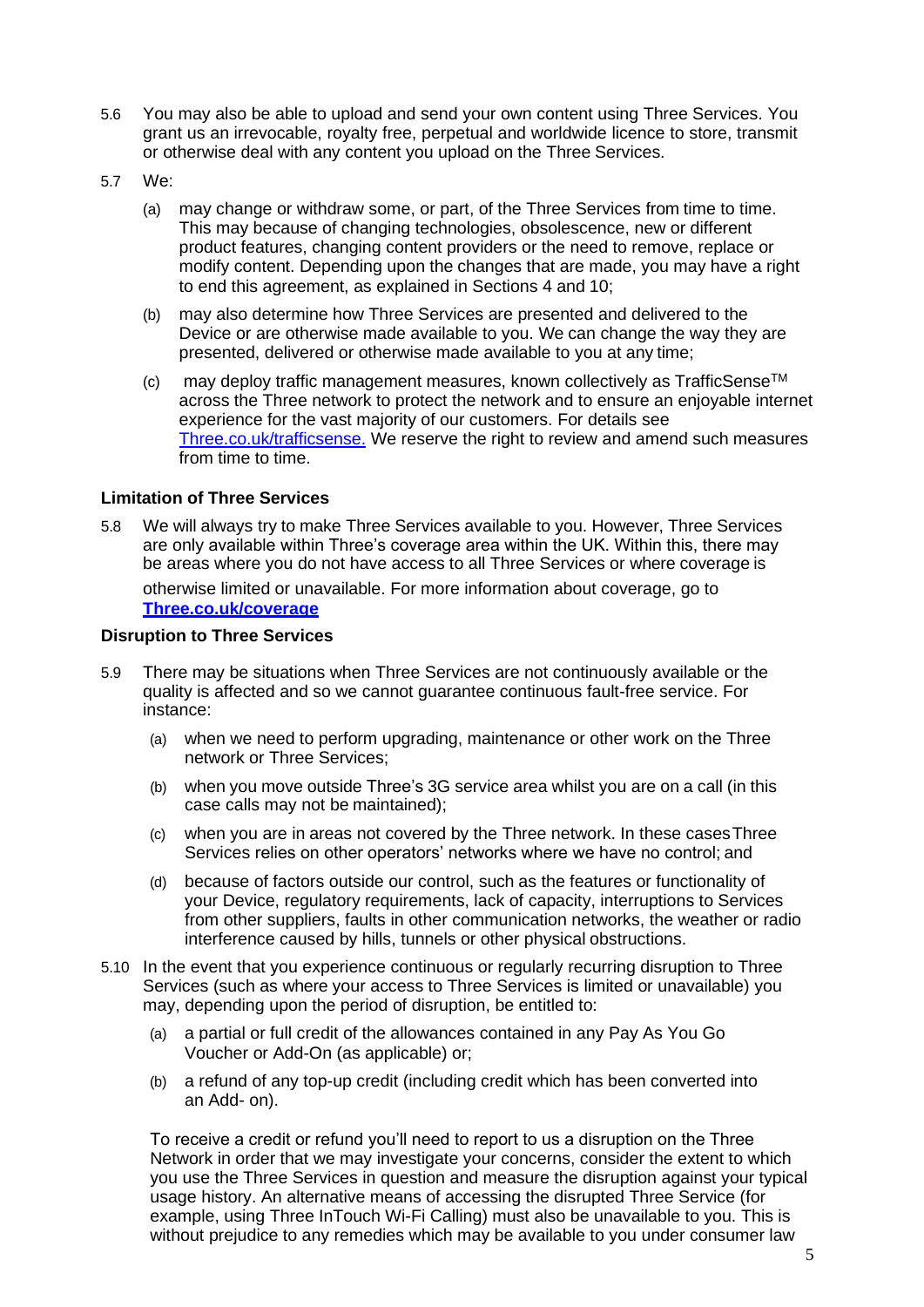5.6 You may also be able to upload and send your own content using Three Services. You grant us an irrevocable, royalty free, perpetual and worldwide licence to store, transmit or otherwise deal with any content you upload on the Three Services.

5.7 We:

(a) may change or withdraw some, or part, of the Three Services from time to time. This may because of changing technologies, obsolescence, new or different product features, changing content providers or the need to remove, replace or modify content. Depending upon the changes that are made, you may have a right to end this agreement, as explained in Sections 4 and 10;

(b) may also determine how Three Services are presented and delivered to the Device or are otherwise made available to you. We can change the way they are presented, delivered or otherwise made available to you at any time;

(c) may deploy traffic management measures, known collectively as TrafficSense™ across the Three network to protect the network and to ensure an enjoyable internet experience for the vast majority of our customers. For details see Three.co.uk/trafficsense. We reserve the right to review and amend such measures from time to time.

### Limitation of Three Services

5.8 We will always try to make Three Services available to you. However, Three Services are only available within Three's coverage area within the UK. Within this, there may be areas where you do not have access to all Three Services or where coverage is otherwise limited or unavailable. For more information about coverage, go to **Three.co.uk/coverage**

### Disruption to Three Services

5.9 There may be situations when Three Services are not continuously available or the quality is affected and so we cannot guarantee continuous fault-free service. For instance:

(a) when we need to perform upgrading, maintenance or other work on the Three network or Three Services;

(b) when you move outside Three's 3G service area whilst you are on a call (in this case calls may not be maintained);

(c) when you are in areas not covered by the Three network. In these cases Three Services relies on other operators' networks where we have no control; and

(d) because of factors outside our control, such as the features or functionality of your Device, regulatory requirements, lack of capacity, interruptions to Services from other suppliers, faults in other communication networks, the weather or radio interference caused by hills, tunnels or other physical obstructions.

5.10 In the event that you experience continuous or regularly recurring disruption to Three Services (such as where your access to Three Services is limited or unavailable) you may, depending upon the period of disruption, be entitled to:

(a) a partial or full credit of the allowances contained in any Pay As You Go Voucher or Add-On (as applicable) or;

(b) a refund of any top-up credit (including credit which has been converted into an Add- on).

To receive a credit or refund you'll need to report to us a disruption on the Three Network in order that we may investigate your concerns, consider the extent to which you use the Three Services in question and measure the disruption against your typical usage history. An alternative means of accessing the disrupted Three Service (for example, using Three InTouch Wi-Fi Calling) must also be unavailable to you. This is without prejudice to any remedies which may be available to you under consumer law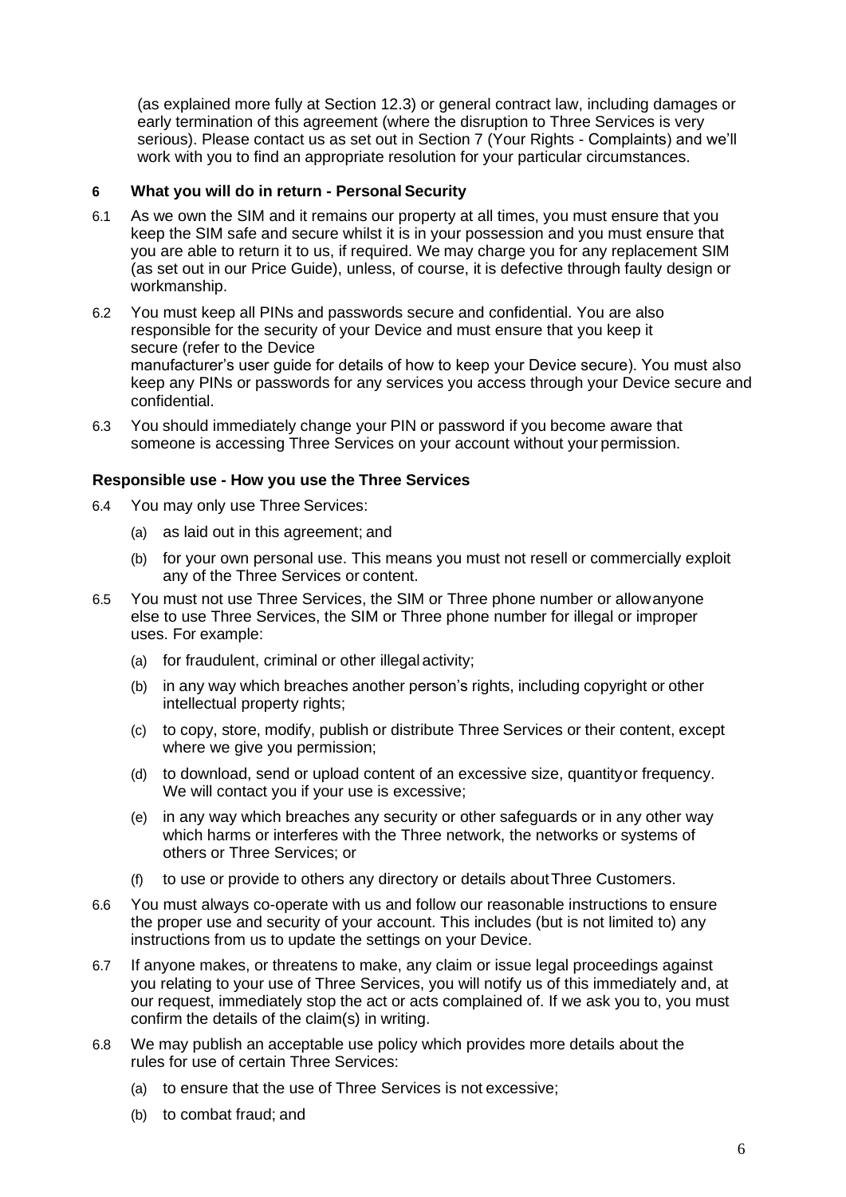(as explained more fully at Section 12.3) or general contract law, including damages or early termination of this agreement (where the disruption to Three Services is very serious). Please contact us as set out in Section 7 (Your Rights - Complaints) and we'll work with you to find an appropriate resolution for your particular circumstances.

## 6 What you will do in return - Personal Security

6.1 As we own the SIM and it remains our property at all times, you must ensure that you keep the SIM safe and secure whilst it is in your possession and you must ensure that you are able to return it to us, if required. We may charge you for any replacement SIM (as set out in our Price Guide), unless, of course, it is defective through faulty design or workmanship.

6.2 You must keep all PINs and passwords secure and confidential. You are also responsible for the security of your Device and must ensure that you keep it secure (refer to the Device manufacturer's user guide for details of how to keep your Device secure). You must also keep any PINs or passwords for any services you access through your Device secure and confidential.

6.3 You should immediately change your PIN or password if you become aware that someone is accessing Three Services on your account without your permission.

### Responsible use - How you use the Three Services

6.4 You may only use Three Services:

- (a) as laid out in this agreement; and
- (b) for your own personal use. This means you must not resell or commercially exploit any of the Three Services or content.

6.5 You must not use Three Services, the SIM or Three phone number or allowanyone else to use Three Services, the SIM or Three phone number for illegal or improper uses. For example:

- (a) for fraudulent, criminal or other illegal activity;
- (b) in any way which breaches another person's rights, including copyright or other intellectual property rights;
- (c) to copy, store, modify, publish or distribute Three Services or their content, except where we give you permission;
- (d) to download, send or upload content of an excessive size, quantityor frequency. We will contact you if your use is excessive;
- (e) in any way which breaches any security or other safeguards or in any other way which harms or interferes with the Three network, the networks or systems of others or Three Services; or
- (f) to use or provide to others any directory or details aboutThree Customers.

6.6 You must always co-operate with us and follow our reasonable instructions to ensure the proper use and security of your account. This includes (but is not limited to) any instructions from us to update the settings on your Device.

6.7 If anyone makes, or threatens to make, any claim or issue legal proceedings against you relating to your use of Three Services, you will notify us of this immediately and, at our request, immediately stop the act or acts complained of. If we ask you to, you must confirm the details of the claim(s) in writing.

6.8 We may publish an acceptable use policy which provides more details about the rules for use of certain Three Services:

- (a) to ensure that the use of Three Services is not excessive;
- (b) to combat fraud; and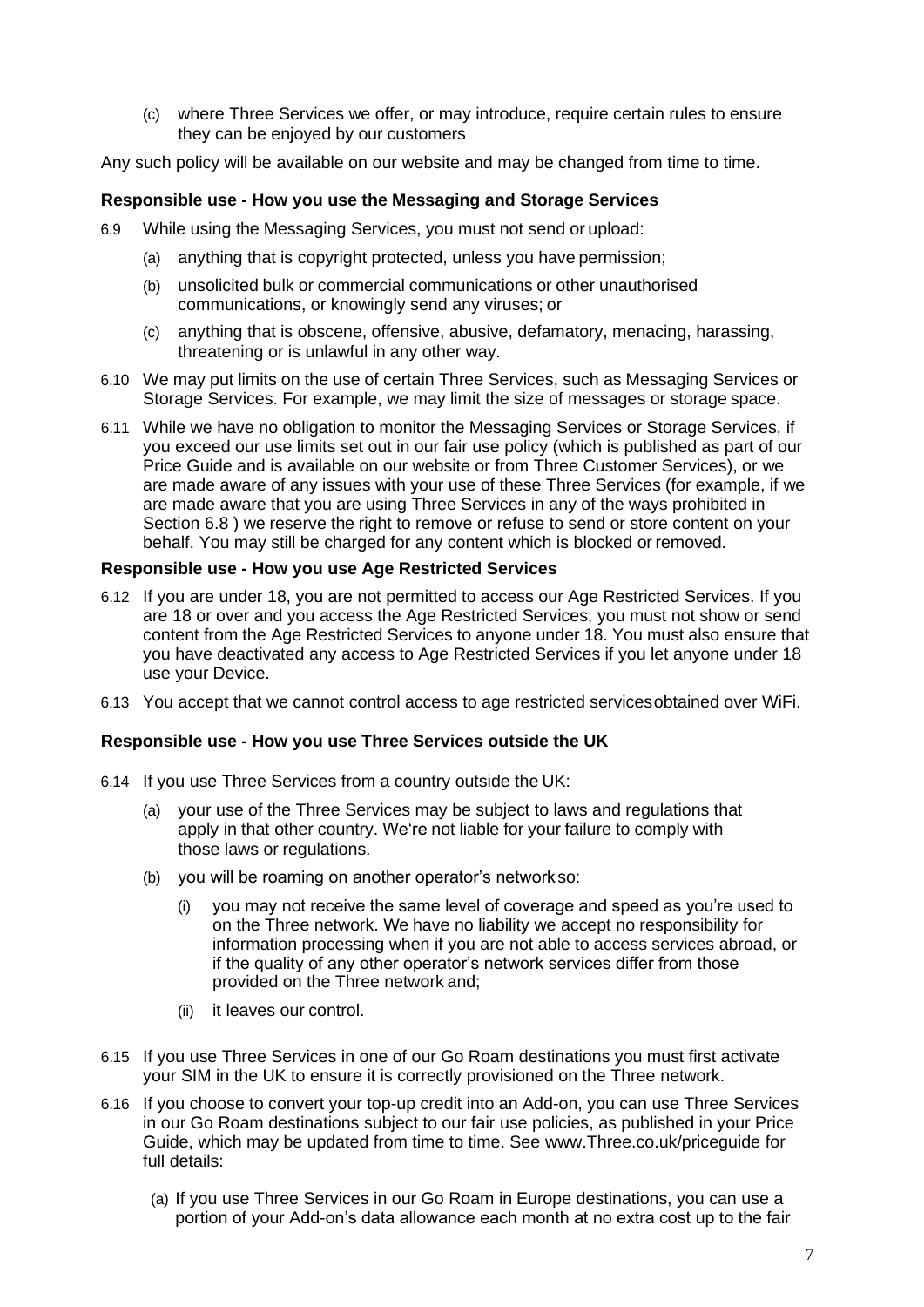(c) where Three Services we offer, or may introduce, require certain rules to ensure they can be enjoyed by our customers

Any such policy will be available on our website and may be changed from time to time.

**Responsible use - How you use the Messaging and Storage Services**

6.9 While using the Messaging Services, you must not send or upload:

(a) anything that is copyright protected, unless you have permission;

(b) unsolicited bulk or commercial communications or other unauthorised communications, or knowingly send any viruses; or

(c) anything that is obscene, offensive, abusive, defamatory, menacing, harassing, threatening or is unlawful in any other way.

6.10 We may put limits on the use of certain Three Services, such as Messaging Services or Storage Services. For example, we may limit the size of messages or storage space.

6.11 While we have no obligation to monitor the Messaging Services or Storage Services, if you exceed our use limits set out in our fair use policy (which is published as part of our Price Guide and is available on our website or from Three Customer Services), or we are made aware of any issues with your use of these Three Services (for example, if we are made aware that you are using Three Services in any of the ways prohibited in Section 6.8 ) we reserve the right to remove or refuse to send or store content on your behalf. You may still be charged for any content which is blocked or removed.

**Responsible use - How you use Age Restricted Services**

6.12 If you are under 18, you are not permitted to access our Age Restricted Services. If you are 18 or over and you access the Age Restricted Services, you must not show or send content from the Age Restricted Services to anyone under 18. You must also ensure that you have deactivated any access to Age Restricted Services if you let anyone under 18 use your Device.

6.13 You accept that we cannot control access to age restricted servicesobtained over WiFi.

**Responsible use - How you use Three Services outside the UK**

6.14 If you use Three Services from a country outside the UK:

(a) your use of the Three Services may be subject to laws and regulations that apply in that other country. We're not liable for your failure to comply with those laws or regulations.

(b) you will be roaming on another operator's network so:

(i) you may not receive the same level of coverage and speed as you're used to on the Three network. We have no liability we accept no responsibility for information processing when if you are not able to access services abroad, or if the quality of any other operator's network services differ from those provided on the Three network and;

(ii) it leaves our control.

6.15 If you use Three Services in one of our Go Roam destinations you must first activate your SIM in the UK to ensure it is correctly provisioned on the Three network.

6.16 If you choose to convert your top-up credit into an Add-on, you can use Three Services in our Go Roam destinations subject to our fair use policies, as published in your Price Guide, which may be updated from time to time. See www.Three.co.uk/priceguide for full details:

(a) If you use Three Services in our Go Roam in Europe destinations, you can use a portion of your Add-on's data allowance each month at no extra cost up to the fair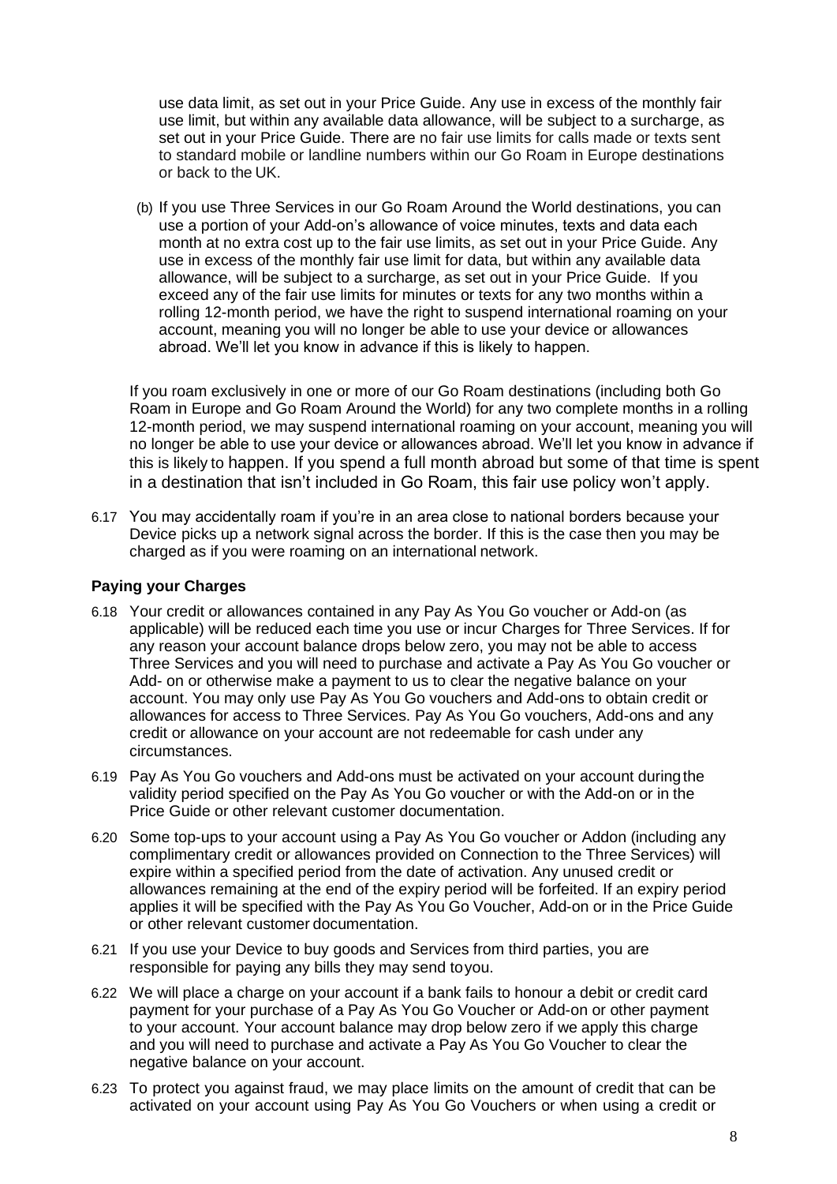use data limit, as set out in your Price Guide. Any use in excess of the monthly fair use limit, but within any available data allowance, will be subject to a surcharge, as set out in your Price Guide. There are no fair use limits for calls made or texts sent to standard mobile or landline numbers within our Go Roam in Europe destinations or back to the UK.

(b) If you use Three Services in our Go Roam Around the World destinations, you can use a portion of your Add-on's allowance of voice minutes, texts and data each month at no extra cost up to the fair use limits, as set out in your Price Guide. Any use in excess of the monthly fair use limit for data, but within any available data allowance, will be subject to a surcharge, as set out in your Price Guide. If you exceed any of the fair use limits for minutes or texts for any two months within a rolling 12-month period, we have the right to suspend international roaming on your account, meaning you will no longer be able to use your device or allowances abroad. We'll let you know in advance if this is likely to happen.

If you roam exclusively in one or more of our Go Roam destinations (including both Go Roam in Europe and Go Roam Around the World) for any two complete months in a rolling 12-month period, we may suspend international roaming on your account, meaning you will no longer be able to use your device or allowances abroad. We'll let you know in advance if this is likely to happen. If you spend a full month abroad but some of that time is spent in a destination that isn't included in Go Roam, this fair use policy won't apply.

6.17 You may accidentally roam if you're in an area close to national borders because your Device picks up a network signal across the border. If this is the case then you may be charged as if you were roaming on an international network.

### Paying your Charges

6.18 Your credit or allowances contained in any Pay As You Go voucher or Add-on (as applicable) will be reduced each time you use or incur Charges for Three Services. If for any reason your account balance drops below zero, you may not be able to access Three Services and you will need to purchase and activate a Pay As You Go voucher or Add- on or otherwise make a payment to us to clear the negative balance on your account. You may only use Pay As You Go vouchers and Add-ons to obtain credit or allowances for access to Three Services. Pay As You Go vouchers, Add-ons and any credit or allowance on your account are not redeemable for cash under any circumstances.

6.19 Pay As You Go vouchers and Add-ons must be activated on your account during the validity period specified on the Pay As You Go voucher or with the Add-on or in the Price Guide or other relevant customer documentation.

6.20 Some top-ups to your account using a Pay As You Go voucher or Addon (including any complimentary credit or allowances provided on Connection to the Three Services) will expire within a specified period from the date of activation. Any unused credit or allowances remaining at the end of the expiry period will be forfeited. If an expiry period applies it will be specified with the Pay As You Go Voucher, Add-on or in the Price Guide or other relevant customer documentation.

6.21 If you use your Device to buy goods and Services from third parties, you are responsible for paying any bills they may send to you.

6.22 We will place a charge on your account if a bank fails to honour a debit or credit card payment for your purchase of a Pay As You Go Voucher or Add-on or other payment to your account. Your account balance may drop below zero if we apply this charge and you will need to purchase and activate a Pay As You Go Voucher to clear the negative balance on your account.

6.23 To protect you against fraud, we may place limits on the amount of credit that can be activated on your account using Pay As You Go Vouchers or when using a credit or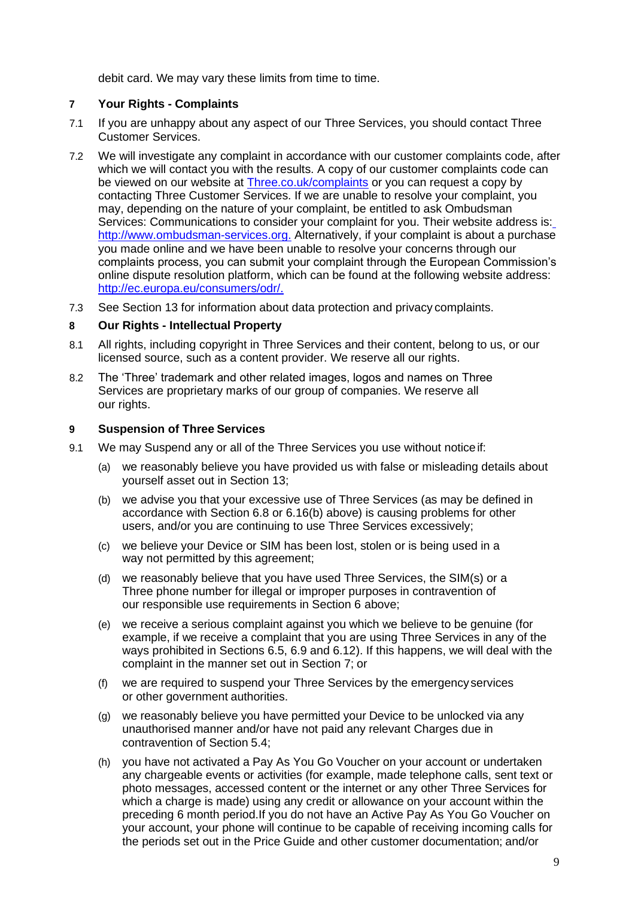debit card. We may vary these limits from time to time.

## 7 Your Rights - Complaints

7.1 If you are unhappy about any aspect of our Three Services, you should contact Three Customer Services.

7.2 We will investigate any complaint in accordance with our customer complaints code, after which we will contact you with the results. A copy of our customer complaints code can be viewed on our website at [Three.co.uk/complaints](Three.co.uk/complaints) or you can request a copy by contacting Three Customer Services. If we are unable to resolve your complaint, you may, depending on the nature of your complaint, be entitled to ask Ombudsman Services: Communications to consider your complaint for you. Their website address is: [http://www.ombudsman-services.org.](http://www.ombudsman-services.org) Alternatively, if your complaint is about a purchase you made online and we have been unable to resolve your concerns through our complaints process, you can submit your complaint through the European Commission's online dispute resolution platform, which can be found at the following website address: [http://ec.europa.eu/consumers/odr/.](http://ec.europa.eu/consumers/odr/)

7.3 See Section 13 for information about data protection and privacy complaints.

## 8 Our Rights - Intellectual Property

8.1 All rights, including copyright in Three Services and their content, belong to us, or our licensed source, such as a content provider. We reserve all our rights.

8.2 The 'Three' trademark and other related images, logos and names on Three Services are proprietary marks of our group of companies. We reserve all our rights.

## 9 Suspension of Three Services

9.1 We may Suspend any or all of the Three Services you use without notice if:

(a) we reasonably believe you have provided us with false or misleading details about yourself asset out in Section 13;

(b) we advise you that your excessive use of Three Services (as may be defined in accordance with Section 6.8 or 6.16(b) above) is causing problems for other users, and/or you are continuing to use Three Services excessively;

(c) we believe your Device or SIM has been lost, stolen or is being used in a way not permitted by this agreement;

(d) we reasonably believe that you have used Three Services, the SIM(s) or a Three phone number for illegal or improper purposes in contravention of our responsible use requirements in Section 6 above;

(e) we receive a serious complaint against you which we believe to be genuine (for example, if we receive a complaint that you are using Three Services in any of the ways prohibited in Sections 6.5, 6.9 and 6.12). If this happens, we will deal with the complaint in the manner set out in Section 7; or

(f) we are required to suspend your Three Services by the emergency services or other government authorities.

(g) we reasonably believe you have permitted your Device to be unlocked via any unauthorised manner and/or have not paid any relevant Charges due in contravention of Section 5.4;

(h) you have not activated a Pay As You Go Voucher on your account or undertaken any chargeable events or activities (for example, made telephone calls, sent text or photo messages, accessed content or the internet or any other Three Services for which a charge is made) using any credit or allowance on your account within the preceding 6 month period.If you do not have an Active Pay As You Go Voucher on your account, your phone will continue to be capable of receiving incoming calls for the periods set out in the Price Guide and other customer documentation; and/or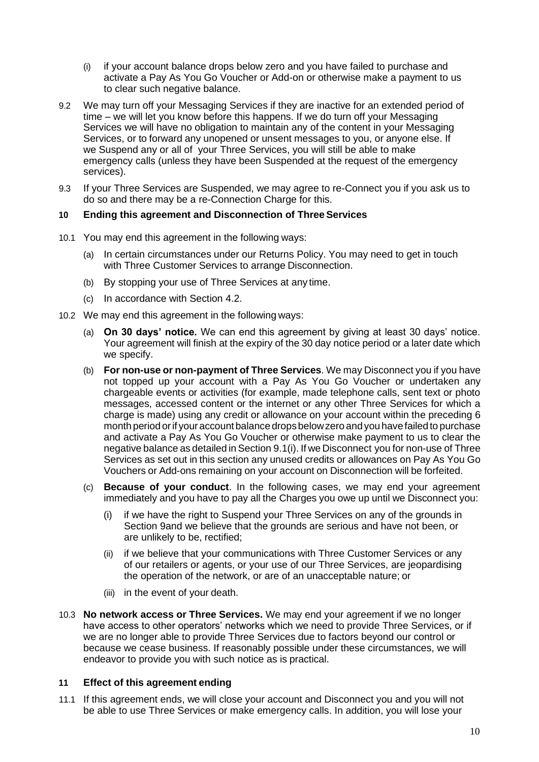(i) if your account balance drops below zero and you have failed to purchase and activate a Pay As You Go Voucher or Add-on or otherwise make a payment to us to clear such negative balance.

9.2 We may turn off your Messaging Services if they are inactive for an extended period of time – we will let you know before this happens. If we do turn off your Messaging Services we will have no obligation to maintain any of the content in your Messaging Services, or to forward any unopened or unsent messages to you, or anyone else. If we Suspend any or all of your Three Services, you will still be able to make emergency calls (unless they have been Suspended at the request of the emergency services).

9.3 If your Three Services are Suspended, we may agree to re-Connect you if you ask us to do so and there may be a re-Connection Charge for this.

## 10 Ending this agreement and Disconnection of Three Services

10.1 You may end this agreement in the following ways:

(a) In certain circumstances under our Returns Policy. You may need to get in touch with Three Customer Services to arrange Disconnection.

(b) By stopping your use of Three Services at any time.

(c) In accordance with Section 4.2.

10.2 We may end this agreement in the following ways:

(a) **On 30 days' notice.** We can end this agreement by giving at least 30 days' notice. Your agreement will finish at the expiry of the 30 day notice period or a later date which we specify.

(b) **For non-use or non-payment of Three Services**. We may Disconnect you if you have not topped up your account with a Pay As You Go Voucher or undertaken any chargeable events or activities (for example, made telephone calls, sent text or photo messages, accessed content or the internet or any other Three Services for which a charge is made) using any credit or allowance on your account within the preceding 6 month period or if your account balance drops below zero and you have failed to purchase and activate a Pay As You Go Voucher or otherwise make payment to us to clear the negative balance as detailed in Section 9.1(i). If we Disconnect you for non-use of Three Services as set out in this section any unused credits or allowances on Pay As You Go Vouchers or Add-ons remaining on your account on Disconnection will be forfeited.

(c) **Because of your conduct**. In the following cases, we may end your agreement immediately and you have to pay all the Charges you owe up until we Disconnect you:

(i) if we have the right to Suspend your Three Services on any of the grounds in Section 9and we believe that the grounds are serious and have not been, or are unlikely to be, rectified;

(ii) if we believe that your communications with Three Customer Services or any of our retailers or agents, or your use of our Three Services, are jeopardising the operation of the network, or are of an unacceptable nature; or

(iii) in the event of your death.

10.3 **No network access or Three Services.** We may end your agreement if we no longer have access to other operators' networks which we need to provide Three Services, or if we are no longer able to provide Three Services due to factors beyond our control or because we cease business. If reasonably possible under these circumstances, we will endeavor to provide you with such notice as is practical.

## 11 Effect of this agreement ending

11.1 If this agreement ends, we will close your account and Disconnect you and you will not be able to use Three Services or make emergency calls. In addition, you will lose your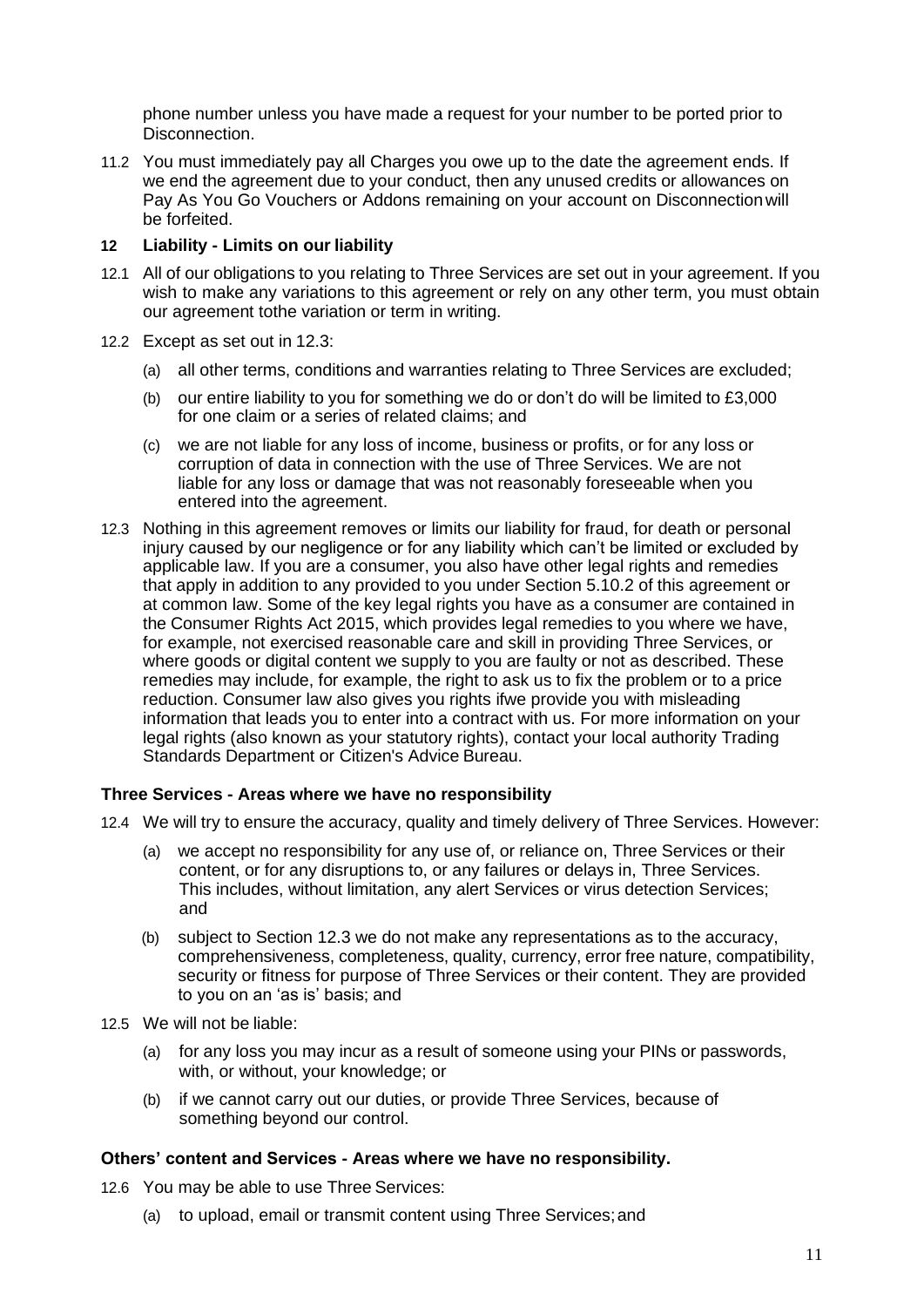phone number unless you have made a request for your number to be ported prior to Disconnection.

11.2 You must immediately pay all Charges you owe up to the date the agreement ends. If we end the agreement due to your conduct, then any unused credits or allowances on Pay As You Go Vouchers or Addons remaining on your account on Disconnection will be forfeited.

## 12 Liability - Limits on our liability

12.1 All of our obligations to you relating to Three Services are set out in your agreement. If you wish to make any variations to this agreement or rely on any other term, you must obtain our agreement tothe variation or term in writing.

12.2 Except as set out in 12.3:

- (a) all other terms, conditions and warranties relating to Three Services are excluded;
- (b) our entire liability to you for something we do or don't do will be limited to £3,000 for one claim or a series of related claims; and
- (c) we are not liable for any loss of income, business or profits, or for any loss or corruption of data in connection with the use of Three Services. We are not liable for any loss or damage that was not reasonably foreseeable when you entered into the agreement.

12.3 Nothing in this agreement removes or limits our liability for fraud, for death or personal injury caused by our negligence or for any liability which can't be limited or excluded by applicable law. If you are a consumer, you also have other legal rights and remedies that apply in addition to any provided to you under Section 5.10.2 of this agreement or at common law. Some of the key legal rights you have as a consumer are contained in the Consumer Rights Act 2015, which provides legal remedies to you where we have, for example, not exercised reasonable care and skill in providing Three Services, or where goods or digital content we supply to you are faulty or not as described. These remedies may include, for example, the right to ask us to fix the problem or to a price reduction. Consumer law also gives you rights ifwe provide you with misleading information that leads you to enter into a contract with us. For more information on your legal rights (also known as your statutory rights), contact your local authority Trading Standards Department or Citizen's Advice Bureau.

### Three Services - Areas where we have no responsibility

12.4 We will try to ensure the accuracy, quality and timely delivery of Three Services. However:

- (a) we accept no responsibility for any use of, or reliance on, Three Services or their content, or for any disruptions to, or any failures or delays in, Three Services. This includes, without limitation, any alert Services or virus detection Services; and
- (b) subject to Section 12.3 we do not make any representations as to the accuracy, comprehensiveness, completeness, quality, currency, error free nature, compatibility, security or fitness for purpose of Three Services or their content. They are provided to you on an 'as is' basis; and

12.5 We will not be liable:

- (a) for any loss you may incur as a result of someone using your PINs or passwords, with, or without, your knowledge; or
- (b) if we cannot carry out our duties, or provide Three Services, because of something beyond our control.

### Others' content and Services - Areas where we have no responsibility.

12.6 You may be able to use Three Services:

- (a) to upload, email or transmit content using Three Services; and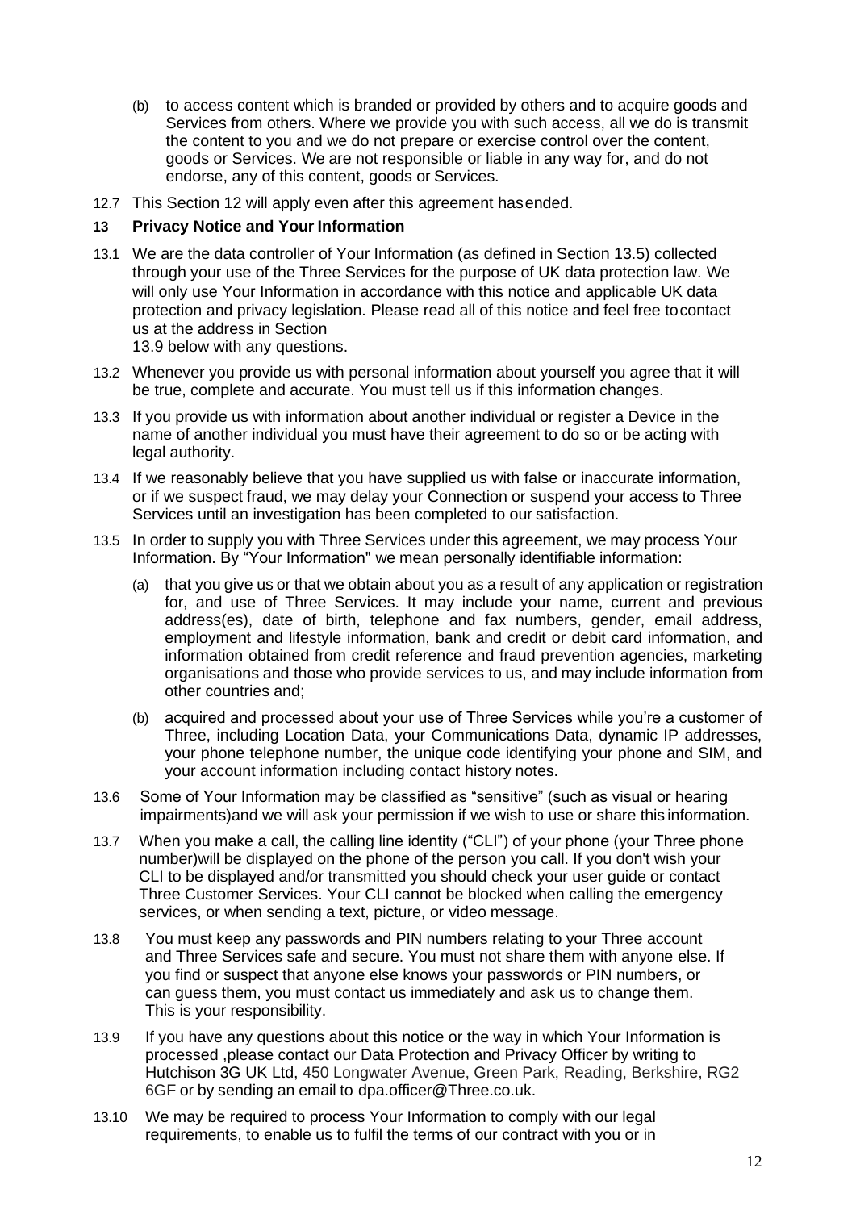(b) to access content which is branded or provided by others and to acquire goods and Services from others. Where we provide you with such access, all we do is transmit the content to you and we do not prepare or exercise control over the content, goods or Services. We are not responsible or liable in any way for, and do not endorse, any of this content, goods or Services.

12.7 This Section 12 will apply even after this agreement hasended.

**13 Privacy Notice and Your Information**

13.1 We are the data controller of Your Information (as defined in Section 13.5) collected through your use of the Three Services for the purpose of UK data protection law. We will only use Your Information in accordance with this notice and applicable UK data protection and privacy legislation. Please read all of this notice and feel free tocontact us at the address in Section 13.9 below with any questions.

13.2 Whenever you provide us with personal information about yourself you agree that it will be true, complete and accurate. You must tell us if this information changes.

13.3 If you provide us with information about another individual or register a Device in the name of another individual you must have their agreement to do so or be acting with legal authority.

13.4 If we reasonably believe that you have supplied us with false or inaccurate information, or if we suspect fraud, we may delay your Connection or suspend your access to Three Services until an investigation has been completed to our satisfaction.

13.5 In order to supply you with Three Services under this agreement, we may process Your Information. By "Your Information" we mean personally identifiable information:

(a) that you give us or that we obtain about you as a result of any application or registration for, and use of Three Services. It may include your name, current and previous address(es), date of birth, telephone and fax numbers, gender, email address, employment and lifestyle information, bank and credit or debit card information, and information obtained from credit reference and fraud prevention agencies, marketing organisations and those who provide services to us, and may include information from other countries and;

(b) acquired and processed about your use of Three Services while you're a customer of Three, including Location Data, your Communications Data, dynamic IP addresses, your phone telephone number, the unique code identifying your phone and SIM, and your account information including contact history notes.

13.6 Some of Your Information may be classified as "sensitive" (such as visual or hearing impairments)and we will ask your permission if we wish to use or share this information.

13.7 When you make a call, the calling line identity ("CLI") of your phone (your Three phone number)will be displayed on the phone of the person you call. If you don't wish your CLI to be displayed and/or transmitted you should check your user guide or contact Three Customer Services. Your CLI cannot be blocked when calling the emergency services, or when sending a text, picture, or video message.

13.8 You must keep any passwords and PIN numbers relating to your Three account and Three Services safe and secure. You must not share them with anyone else. If you find or suspect that anyone else knows your passwords or PIN numbers, or can guess them, you must contact us immediately and ask us to change them. This is your responsibility.

13.9 If you have any questions about this notice or the way in which Your Information is processed ,please contact our Data Protection and Privacy Officer by writing to Hutchison 3G UK Ltd, 450 Longwater Avenue, Green Park, Reading, Berkshire, RG2 6GF or by sending an email to dpa.officer@Three.co.uk.

13.10 We may be required to process Your Information to comply with our legal requirements, to enable us to fulfil the terms of our contract with you or in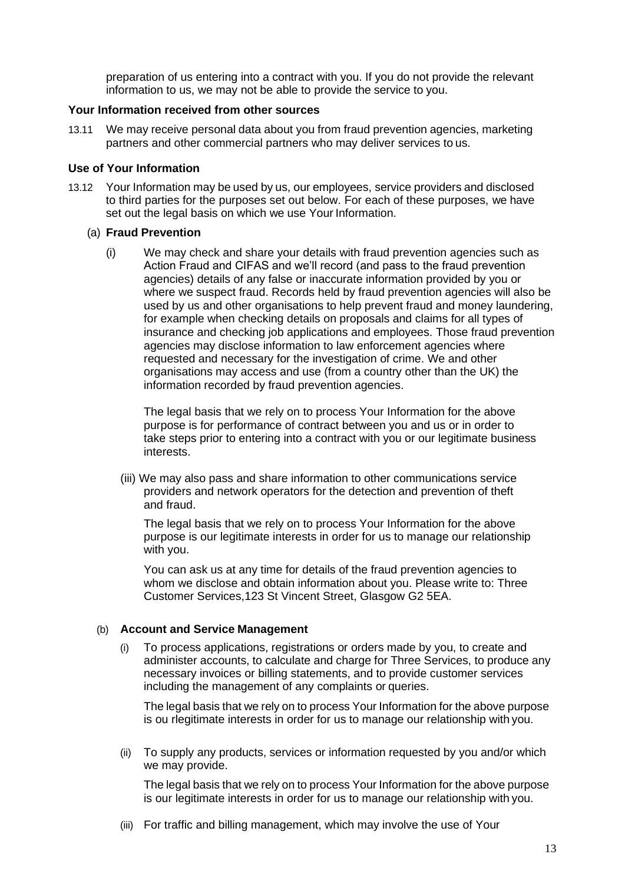preparation of us entering into a contract with you. If you do not provide the relevant information to us, we may not be able to provide the service to you.

**Your Information received from other sources**

13.11 We may receive personal data about you from fraud prevention agencies, marketing partners and other commercial partners who may deliver services to us.

**Use of Your Information**

13.12 Your Information may be used by us, our employees, service providers and disclosed to third parties for the purposes set out below. For each of these purposes, we have set out the legal basis on which we use Your Information.

(a) **Fraud Prevention**

(i) We may check and share your details with fraud prevention agencies such as Action Fraud and CIFAS and we'll record (and pass to the fraud prevention agencies) details of any false or inaccurate information provided by you or where we suspect fraud. Records held by fraud prevention agencies will also be used by us and other organisations to help prevent fraud and money laundering, for example when checking details on proposals and claims for all types of insurance and checking job applications and employees. Those fraud prevention agencies may disclose information to law enforcement agencies where requested and necessary for the investigation of crime. We and other organisations may access and use (from a country other than the UK) the information recorded by fraud prevention agencies.

The legal basis that we rely on to process Your Information for the above purpose is for performance of contract between you and us or in order to take steps prior to entering into a contract with you or our legitimate business interests.

(iii) We may also pass and share information to other communications service providers and network operators for the detection and prevention of theft and fraud.

The legal basis that we rely on to process Your Information for the above purpose is our legitimate interests in order for us to manage our relationship with you.

You can ask us at any time for details of the fraud prevention agencies to whom we disclose and obtain information about you. Please write to: Three Customer Services,123 St Vincent Street, Glasgow G2 5EA.

(b) **Account and Service Management**

(i) To process applications, registrations or orders made by you, to create and administer accounts, to calculate and charge for Three Services, to produce any necessary invoices or billing statements, and to provide customer services including the management of any complaints or queries.

The legal basis that we rely on to process Your Information for the above purpose is ou rlegitimate interests in order for us to manage our relationship with you.

(ii) To supply any products, services or information requested by you and/or which we may provide.

The legal basis that we rely on to process Your Information for the above purpose is our legitimate interests in order for us to manage our relationship with you.

(iii) For traffic and billing management, which may involve the use of Your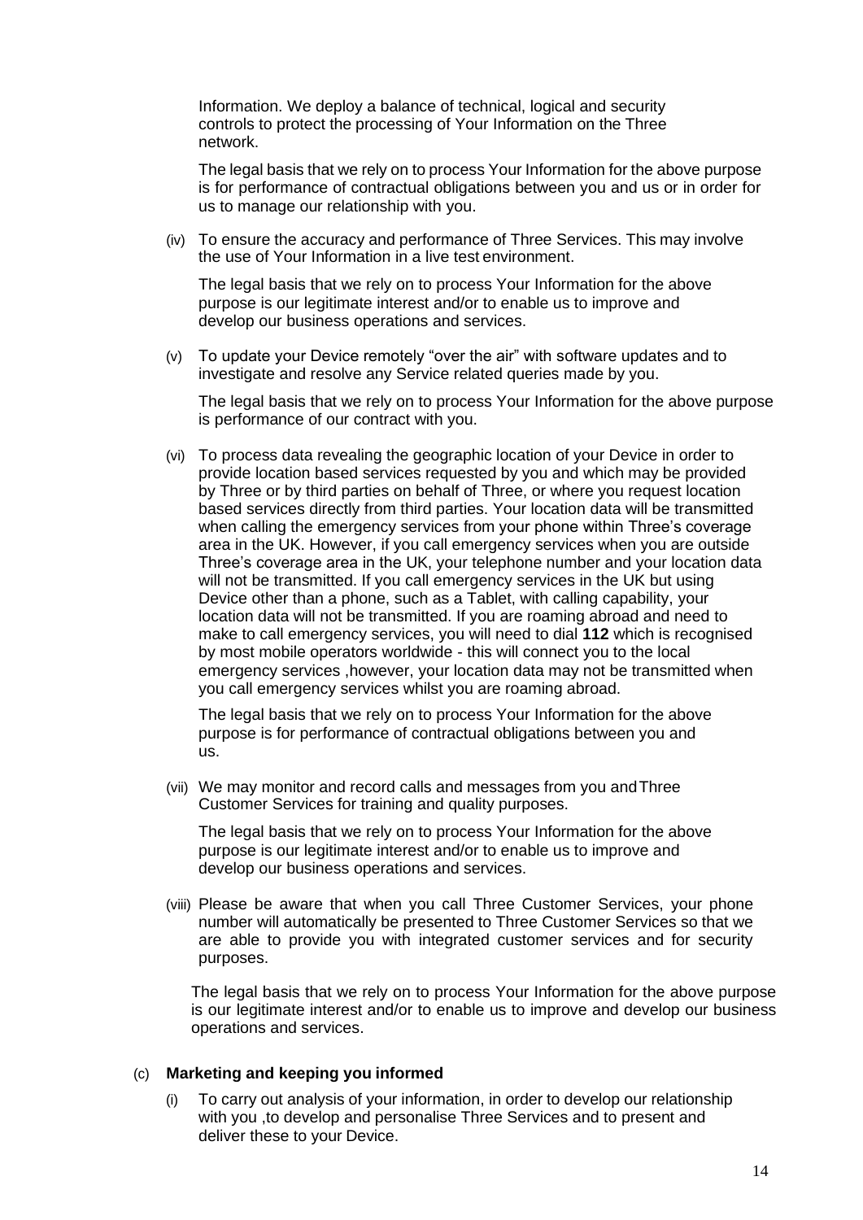Information. We deploy a balance of technical, logical and security controls to protect the processing of Your Information on the Three network.

The legal basis that we rely on to process Your Information for the above purpose is for performance of contractual obligations between you and us or in order for us to manage our relationship with you.

(iv) To ensure the accuracy and performance of Three Services. This may involve the use of Your Information in a live test environment.

The legal basis that we rely on to process Your Information for the above purpose is our legitimate interest and/or to enable us to improve and develop our business operations and services.

(v) To update your Device remotely "over the air" with software updates and to investigate and resolve any Service related queries made by you.

The legal basis that we rely on to process Your Information for the above purpose is performance of our contract with you.

(vi) To process data revealing the geographic location of your Device in order to provide location based services requested by you and which may be provided by Three or by third parties on behalf of Three, or where you request location based services directly from third parties. Your location data will be transmitted when calling the emergency services from your phone within Three's coverage area in the UK. However, if you call emergency services when you are outside Three's coverage area in the UK, your telephone number and your location data will not be transmitted. If you call emergency services in the UK but using Device other than a phone, such as a Tablet, with calling capability, your location data will not be transmitted. If you are roaming abroad and need to make to call emergency services, you will need to dial **112** which is recognised by most mobile operators worldwide - this will connect you to the local emergency services ,however, your location data may not be transmitted when you call emergency services whilst you are roaming abroad.

The legal basis that we rely on to process Your Information for the above purpose is for performance of contractual obligations between you and us.

(vii) We may monitor and record calls and messages from you and Three Customer Services for training and quality purposes.

The legal basis that we rely on to process Your Information for the above purpose is our legitimate interest and/or to enable us to improve and develop our business operations and services.

(viii) Please be aware that when you call Three Customer Services, your phone number will automatically be presented to Three Customer Services so that we are able to provide you with integrated customer services and for security purposes.

The legal basis that we rely on to process Your Information for the above purpose is our legitimate interest and/or to enable us to improve and develop our business operations and services.

(c) **Marketing and keeping you informed**

(i) To carry out analysis of your information, in order to develop our relationship with you ,to develop and personalise Three Services and to present and deliver these to your Device.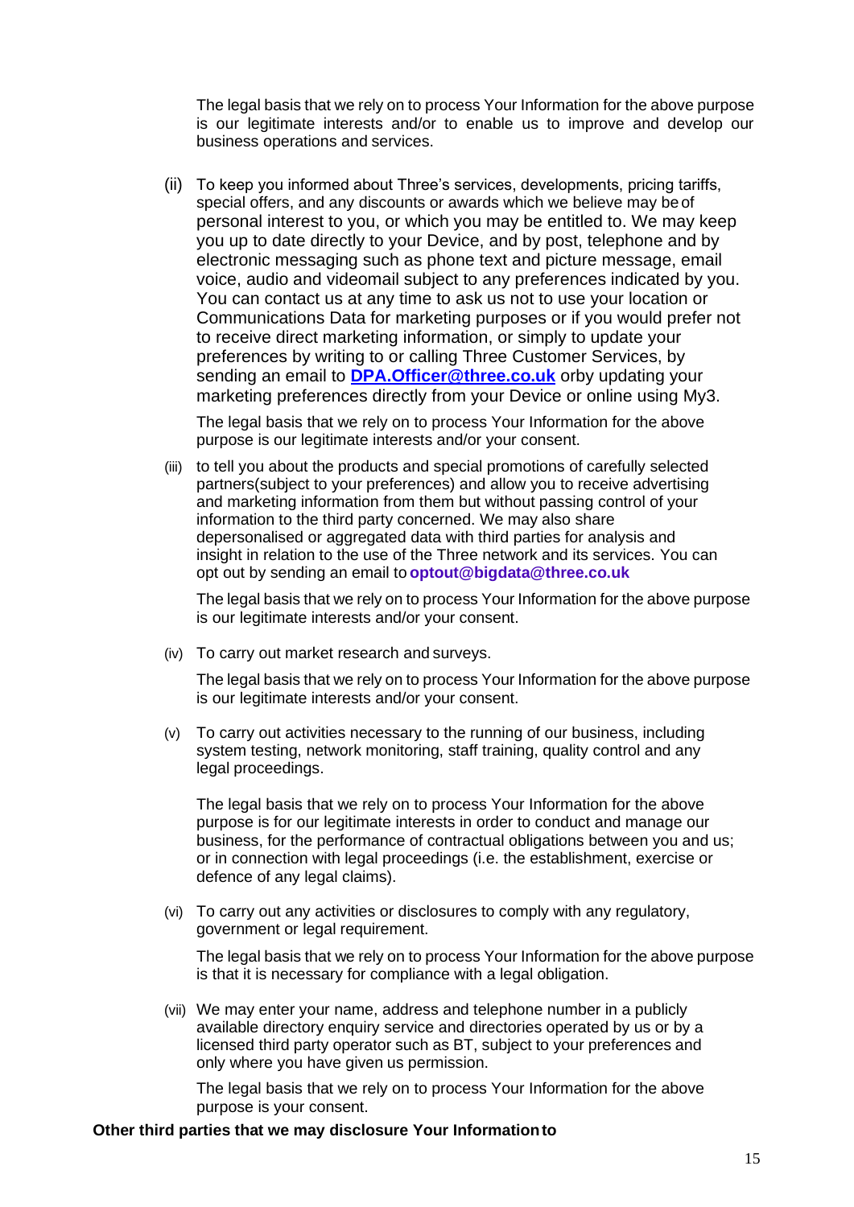The legal basis that we rely on to process Your Information for the above purpose is our legitimate interests and/or to enable us to improve and develop our business operations and services.

(ii) To keep you informed about Three's services, developments, pricing tariffs, special offers, and any discounts or awards which we believe may be of personal interest to you, or which you may be entitled to. We may keep you up to date directly to your Device, and by post, telephone and by electronic messaging such as phone text and picture message, email voice, audio and videomail subject to any preferences indicated by you. You can contact us at any time to ask us not to use your location or Communications Data for marketing purposes or if you would prefer not to receive direct marketing information, or simply to update your preferences by writing to or calling Three Customer Services, by sending an email to **DPA.Officer@three.co.uk** orby updating your marketing preferences directly from your Device or online using My3.

The legal basis that we rely on to process Your Information for the above purpose is our legitimate interests and/or your consent.

(iii) to tell you about the products and special promotions of carefully selected partners(subject to your preferences) and allow you to receive advertising and marketing information from them but without passing control of your information to the third party concerned. We may also share depersonalised or aggregated data with third parties for analysis and insight in relation to the use of the Three network and its services. You can opt out by sending an email to **optout@bigdata@three.co.uk**

The legal basis that we rely on to process Your Information for the above purpose is our legitimate interests and/or your consent.

(iv) To carry out market research and surveys.

The legal basis that we rely on to process Your Information for the above purpose is our legitimate interests and/or your consent.

(v) To carry out activities necessary to the running of our business, including system testing, network monitoring, staff training, quality control and any legal proceedings.

The legal basis that we rely on to process Your Information for the above purpose is for our legitimate interests in order to conduct and manage our business, for the performance of contractual obligations between you and us; or in connection with legal proceedings (i.e. the establishment, exercise or defence of any legal claims).

(vi) To carry out any activities or disclosures to comply with any regulatory, government or legal requirement.

The legal basis that we rely on to process Your Information for the above purpose is that it is necessary for compliance with a legal obligation.

(vii) We may enter your name, address and telephone number in a publicly available directory enquiry service and directories operated by us or by a licensed third party operator such as BT, subject to your preferences and only where you have given us permission.

The legal basis that we rely on to process Your Information for the above purpose is your consent.

**Other third parties that we may disclose Your Information to**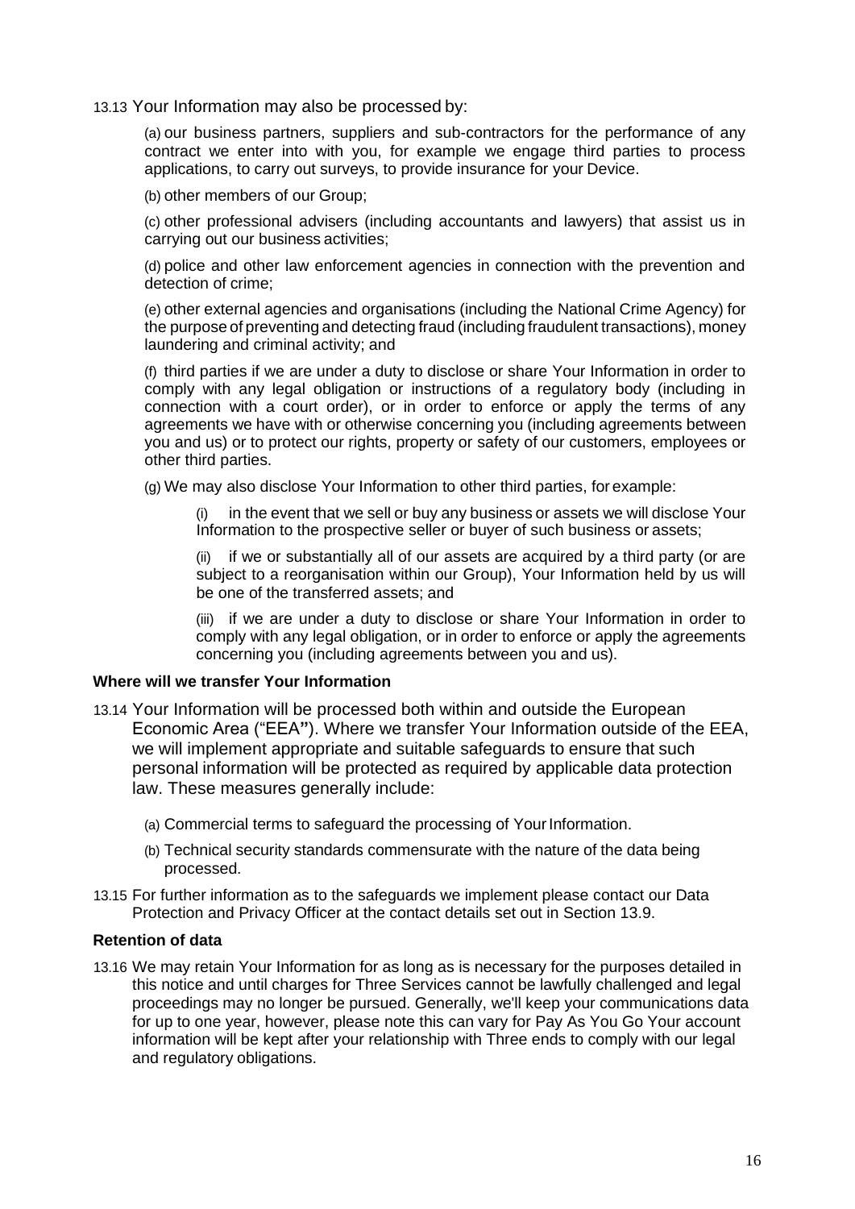13.13 Your Information may also be processed by:

(a) our business partners, suppliers and sub-contractors for the performance of any contract we enter into with you, for example we engage third parties to process applications, to carry out surveys, to provide insurance for your Device.

(b) other members of our Group;

(c) other professional advisers (including accountants and lawyers) that assist us in carrying out our business activities;

(d) police and other law enforcement agencies in connection with the prevention and detection of crime;

(e) other external agencies and organisations (including the National Crime Agency) for the purpose of preventing and detecting fraud (including fraudulent transactions), money laundering and criminal activity; and

(f) third parties if we are under a duty to disclose or share Your Information in order to comply with any legal obligation or instructions of a regulatory body (including in connection with a court order), or in order to enforce or apply the terms of any agreements we have with or otherwise concerning you (including agreements between you and us) or to protect our rights, property or safety of our customers, employees or other third parties.

(g) We may also disclose Your Information to other third parties, for example:

(i) in the event that we sell or buy any business or assets we will disclose Your Information to the prospective seller or buyer of such business or assets;

(ii) if we or substantially all of our assets are acquired by a third party (or are subject to a reorganisation within our Group), Your Information held by us will be one of the transferred assets; and

(iii) if we are under a duty to disclose or share Your Information in order to comply with any legal obligation, or in order to enforce or apply the agreements concerning you (including agreements between you and us).

**Where will we transfer Your Information**

13.14 Your Information will be processed both within and outside the European Economic Area ("EEA"). Where we transfer Your Information outside of the EEA, we will implement appropriate and suitable safeguards to ensure that such personal information will be protected as required by applicable data protection law. These measures generally include:

(a) Commercial terms to safeguard the processing of Your Information.

(b) Technical security standards commensurate with the nature of the data being processed.

13.15 For further information as to the safeguards we implement please contact our Data Protection and Privacy Officer at the contact details set out in Section 13.9.

**Retention of data**

13.16 We may retain Your Information for as long as is necessary for the purposes detailed in this notice and until charges for Three Services cannot be lawfully challenged and legal proceedings may no longer be pursued. Generally, we'll keep your communications data for up to one year, however, please note this can vary for Pay As You Go Your account information will be kept after your relationship with Three ends to comply with our legal and regulatory obligations.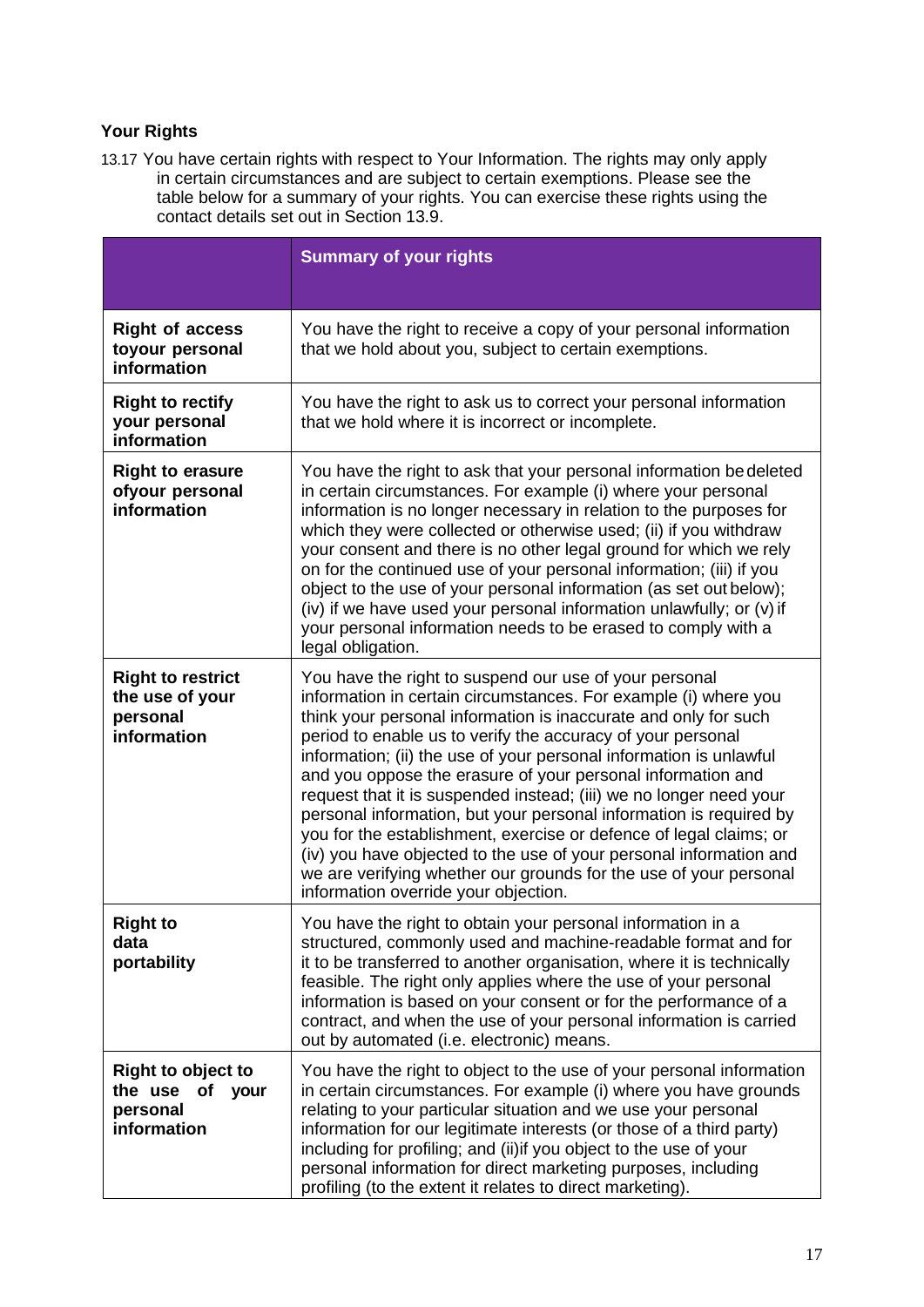**Your Rights**

13.17 You have certain rights with respect to Your Information. The rights may only apply in certain circumstances and are subject to certain exemptions. Please see the table below for a summary of your rights. You can exercise these rights using the contact details set out in Section 13.9.

| | **Summary of your rights** |
|---|---|
| **Right of access toyour personal information** | You have the right to receive a copy of your personal information that we hold about you, subject to certain exemptions. |
| **Right to rectify your personal information** | You have the right to ask us to correct your personal information that we hold where it is incorrect or incomplete. |
| **Right to erasure ofyour personal information** | You have the right to ask that your personal information bedeleted in certain circumstances. For example (i) where your personal information is no longer necessary in relation to the purposes for which they were collected or otherwise used; (ii) if you withdraw your consent and there is no other legal ground for which we rely on for the continued use of your personal information; (iii) if you object to the use of your personal information (as set outbelow); (iv) if we have used your personal information unlawfully; or (v) if your personal information needs to be erased to comply with a legal obligation. |
| **Right to restrict the use of your personal information** | You have the right to suspend our use of your personal information in certain circumstances. For example (i) where you think your personal information is inaccurate and only for such period to enable us to verify the accuracy of your personal information; (ii) the use of your personal information is unlawful and you oppose the erasure of your personal information and request that it is suspended instead; (iii) we no longer need your personal information, but your personal information is required by you for the establishment, exercise or defence of legal claims; or (iv) you have objected to the use of your personal information and we are verifying whether our grounds for the use of your personal information override your objection. |
| **Right to data portability** | You have the right to obtain your personal information in a structured, commonly used and machine-readable format and for it to be transferred to another organisation, where it is technically feasible. The right only applies where the use of your personal information is based on your consent or for the performance of a contract, and when the use of your personal information is carried out by automated (i.e. electronic) means. |
| **Right to object to the use of your personal information** | You have the right to object to the use of your personal information in certain circumstances. For example (i) where you have grounds relating to your particular situation and we use your personal information for our legitimate interests (or those of a third party) including for profiling; and (ii)if you object to the use of your personal information for direct marketing purposes, including profiling (to the extent it relates to direct marketing). |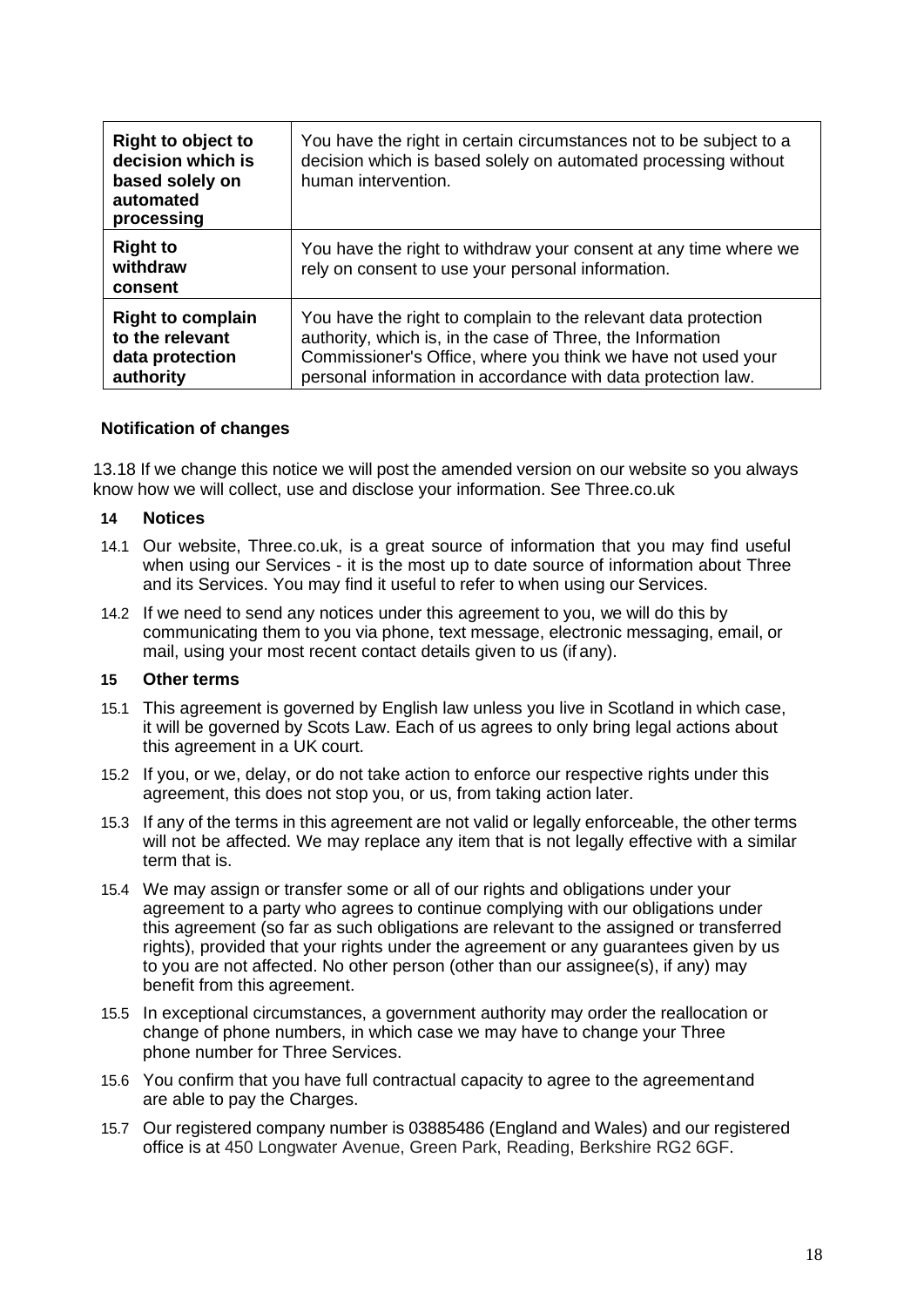| **Right to object to decision which is based solely on automated processing** | You have the right in certain circumstances not to be subject to a decision which is based solely on automated processing without human intervention. |
|---|---|
| **Right to withdraw consent** | You have the right to withdraw your consent at any time where we rely on consent to use your personal information. |
| **Right to complain to the relevant data protection authority** | You have the right to complain to the relevant data protection authority, which is, in the case of Three, the Information Commissioner's Office, where you think we have not used your personal information in accordance with data protection law. |

**Notification of changes**

13.18 If we change this notice we will post the amended version on our website so you always know how we will collect, use and disclose your information. See Three.co.uk

## 14 Notices

14.1 Our website, Three.co.uk, is a great source of information that you may find useful when using our Services - it is the most up to date source of information about Three and its Services. You may find it useful to refer to when using our Services.

14.2 If we need to send any notices under this agreement to you, we will do this by communicating them to you via phone, text message, electronic messaging, email, or mail, using your most recent contact details given to us (if any).

## 15 Other terms

15.1 This agreement is governed by English law unless you live in Scotland in which case, it will be governed by Scots Law. Each of us agrees to only bring legal actions about this agreement in a UK court.

15.2 If you, or we, delay, or do not take action to enforce our respective rights under this agreement, this does not stop you, or us, from taking action later.

15.3 If any of the terms in this agreement are not valid or legally enforceable, the other terms will not be affected. We may replace any item that is not legally effective with a similar term that is.

15.4 We may assign or transfer some or all of our rights and obligations under your agreement to a party who agrees to continue complying with our obligations under this agreement (so far as such obligations are relevant to the assigned or transferred rights), provided that your rights under the agreement or any guarantees given by us to you are not affected. No other person (other than our assignee(s), if any) may benefit from this agreement.

15.5 In exceptional circumstances, a government authority may order the reallocation or change of phone numbers, in which case we may have to change your Three phone number for Three Services.

15.6 You confirm that you have full contractual capacity to agree to the agreement and are able to pay the Charges.

15.7 Our registered company number is 03885486 (England and Wales) and our registered office is at 450 Longwater Avenue, Green Park, Reading, Berkshire RG2 6GF.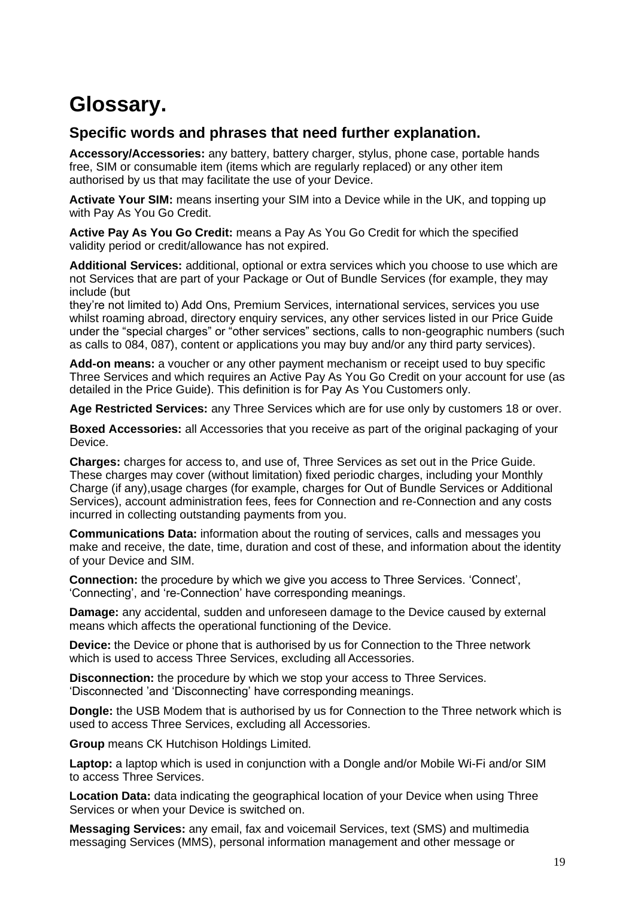# Glossary.

## Specific words and phrases that need further explanation.

**Accessory/Accessories:** any battery, battery charger, stylus, phone case, portable hands free, SIM or consumable item (items which are regularly replaced) or any other item authorised by us that may facilitate the use of your Device.

**Activate Your SIM:** means inserting your SIM into a Device while in the UK, and topping up with Pay As You Go Credit.

**Active Pay As You Go Credit:** means a Pay As You Go Credit for which the specified validity period or credit/allowance has not expired.

**Additional Services:** additional, optional or extra services which you choose to use which are not Services that are part of your Package or Out of Bundle Services (for example, they may include (but they're not limited to) Add Ons, Premium Services, international services, services you use whilst roaming abroad, directory enquiry services, any other services listed in our Price Guide under the "special charges" or "other services" sections, calls to non-geographic numbers (such as calls to 084, 087), content or applications you may buy and/or any third party services).

**Add-on means:** a voucher or any other payment mechanism or receipt used to buy specific Three Services and which requires an Active Pay As You Go Credit on your account for use (as detailed in the Price Guide). This definition is for Pay As You Customers only.

**Age Restricted Services:** any Three Services which are for use only by customers 18 or over.

**Boxed Accessories:** all Accessories that you receive as part of the original packaging of your Device.

**Charges:** charges for access to, and use of, Three Services as set out in the Price Guide. These charges may cover (without limitation) fixed periodic charges, including your Monthly Charge (if any),usage charges (for example, charges for Out of Bundle Services or Additional Services), account administration fees, fees for Connection and re-Connection and any costs incurred in collecting outstanding payments from you.

**Communications Data:** information about the routing of services, calls and messages you make and receive, the date, time, duration and cost of these, and information about the identity of your Device and SIM.

**Connection:** the procedure by which we give you access to Three Services. 'Connect', 'Connecting', and 're-Connection' have corresponding meanings.

**Damage:** any accidental, sudden and unforeseen damage to the Device caused by external means which affects the operational functioning of the Device.

**Device:** the Device or phone that is authorised by us for Connection to the Three network which is used to access Three Services, excluding all Accessories.

**Disconnection:** the procedure by which we stop your access to Three Services. 'Disconnected 'and 'Disconnecting' have corresponding meanings.

**Dongle:** the USB Modem that is authorised by us for Connection to the Three network which is used to access Three Services, excluding all Accessories.

**Group** means CK Hutchison Holdings Limited.

**Laptop:** a laptop which is used in conjunction with a Dongle and/or Mobile Wi-Fi and/or SIM to access Three Services.

**Location Data:** data indicating the geographical location of your Device when using Three Services or when your Device is switched on.

**Messaging Services:** any email, fax and voicemail Services, text (SMS) and multimedia messaging Services (MMS), personal information management and other message or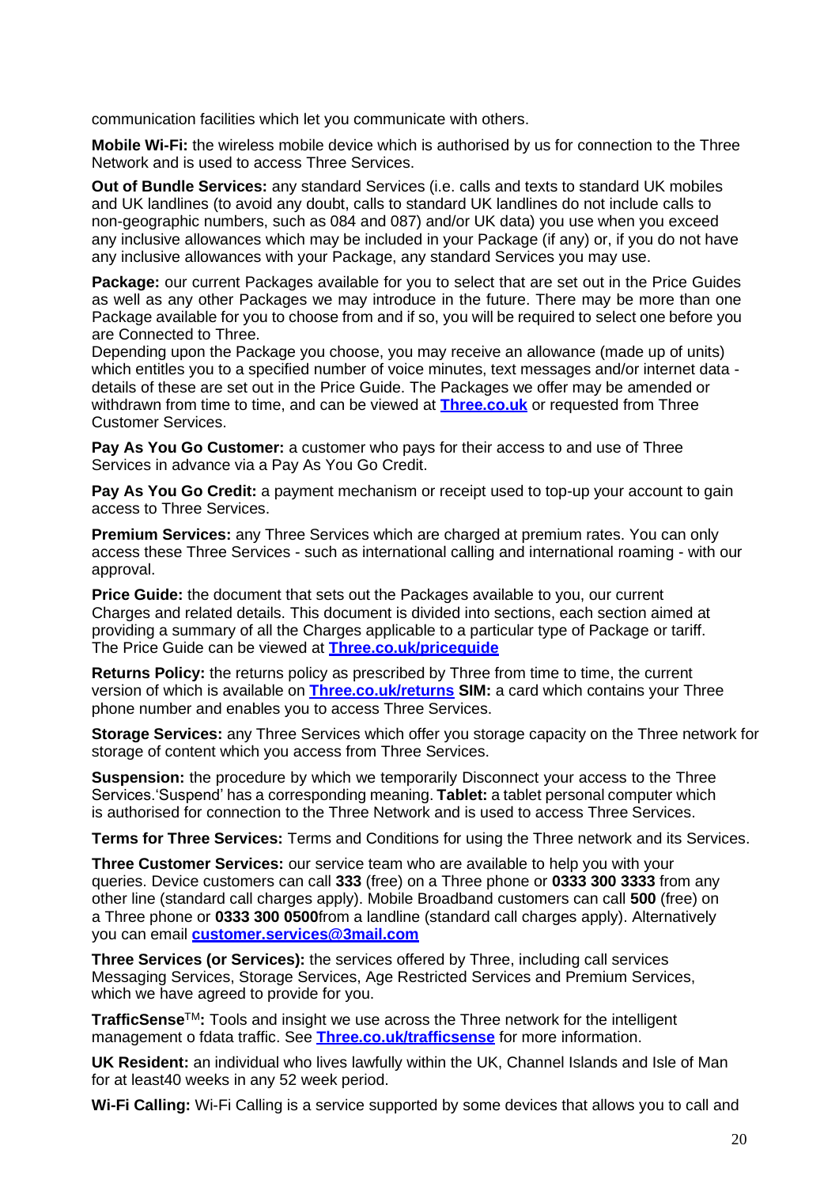communication facilities which let you communicate with others.

**Mobile Wi-Fi:** the wireless mobile device which is authorised by us for connection to the Three Network and is used to access Three Services.

**Out of Bundle Services:** any standard Services (i.e. calls and texts to standard UK mobiles and UK landlines (to avoid any doubt, calls to standard UK landlines do not include calls to non-geographic numbers, such as 084 and 087) and/or UK data) you use when you exceed any inclusive allowances which may be included in your Package (if any) or, if you do not have any inclusive allowances with your Package, any standard Services you may use.

**Package:** our current Packages available for you to select that are set out in the Price Guides as well as any other Packages we may introduce in the future. There may be more than one Package available for you to choose from and if so, you will be required to select one before you are Connected to Three.
Depending upon the Package you choose, you may receive an allowance (made up of units) which entitles you to a specified number of voice minutes, text messages and/or internet data - details of these are set out in the Price Guide. The Packages we offer may be amended or withdrawn from time to time, and can be viewed at **[Three.co.uk](Three.co.uk)** or requested from Three Customer Services.

**Pay As You Go Customer:** a customer who pays for their access to and use of Three Services in advance via a Pay As You Go Credit.

**Pay As You Go Credit:** a payment mechanism or receipt used to top-up your account to gain access to Three Services.

**Premium Services:** any Three Services which are charged at premium rates. You can only access these Three Services - such as international calling and international roaming - with our approval.

**Price Guide:** the document that sets out the Packages available to you, our current Charges and related details. This document is divided into sections, each section aimed at providing a summary of all the Charges applicable to a particular type of Package or tariff. The Price Guide can be viewed at **[Three.co.uk/priceguide](Three.co.uk/priceguide)**

**Returns Policy:** the returns policy as prescribed by Three from time to time, the current version of which is available on **[Three.co.uk/returns](Three.co.uk/returns)** **SIM:** a card which contains your Three phone number and enables you to access Three Services.

**Storage Services:** any Three Services which offer you storage capacity on the Three network for storage of content which you access from Three Services.

**Suspension:** the procedure by which we temporarily Disconnect your access to the Three Services.'Suspend' has a corresponding meaning. **Tablet:** a tablet personal computer which is authorised for connection to the Three Network and is used to access Three Services.

**Terms for Three Services:** Terms and Conditions for using the Three network and its Services.

**Three Customer Services:** our service team who are available to help you with your queries. Device customers can call **333** (free) on a Three phone or **0333 300 3333** from any other line (standard call charges apply). Mobile Broadband customers can call **500** (free) on a Three phone or **0333 300 0500**from a landline (standard call charges apply). Alternatively you can email **[customer.services@3mail.com](mailto:customer.services@3mail.com)**

**Three Services (or Services):** the services offered by Three, including call services Messaging Services, Storage Services, Age Restricted Services and Premium Services, which we have agreed to provide for you.

**TrafficSense™:** Tools and insight we use across the Three network for the intelligent management o fdata traffic. See **[Three.co.uk/trafficsense](Three.co.uk/trafficsense)** for more information.

**UK Resident:** an individual who lives lawfully within the UK, Channel Islands and Isle of Man for at least40 weeks in any 52 week period.

**Wi-Fi Calling:** Wi-Fi Calling is a service supported by some devices that allows you to call and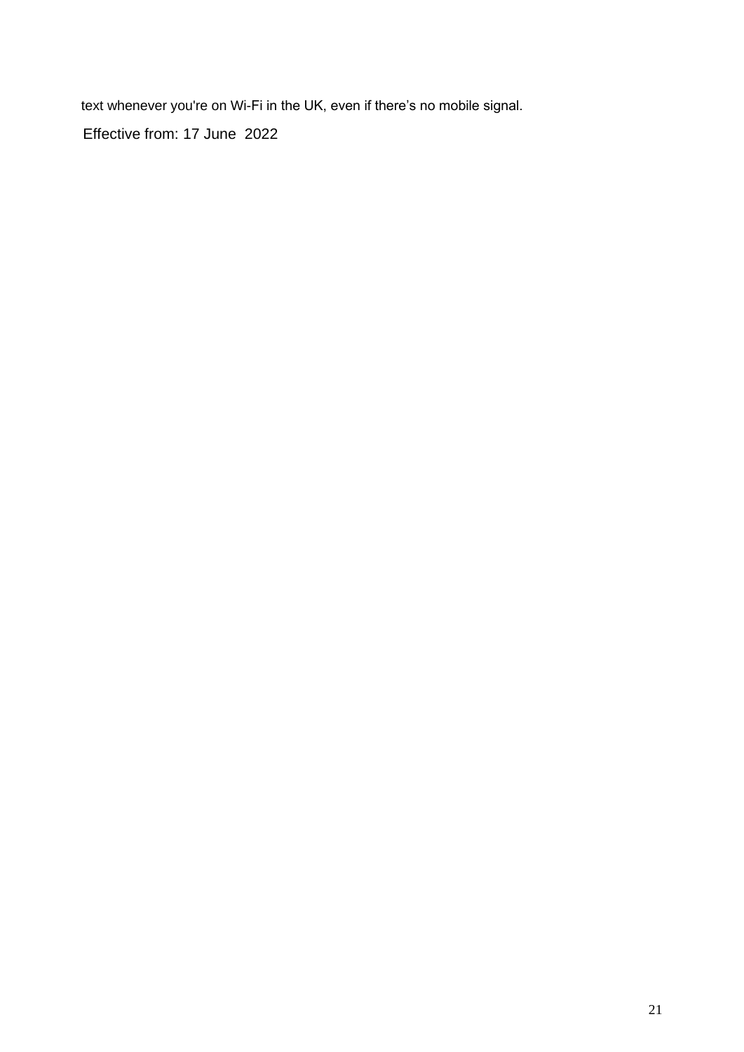text whenever you're on Wi-Fi in the UK, even if there's no mobile signal.

Effective from: 17 June 2022